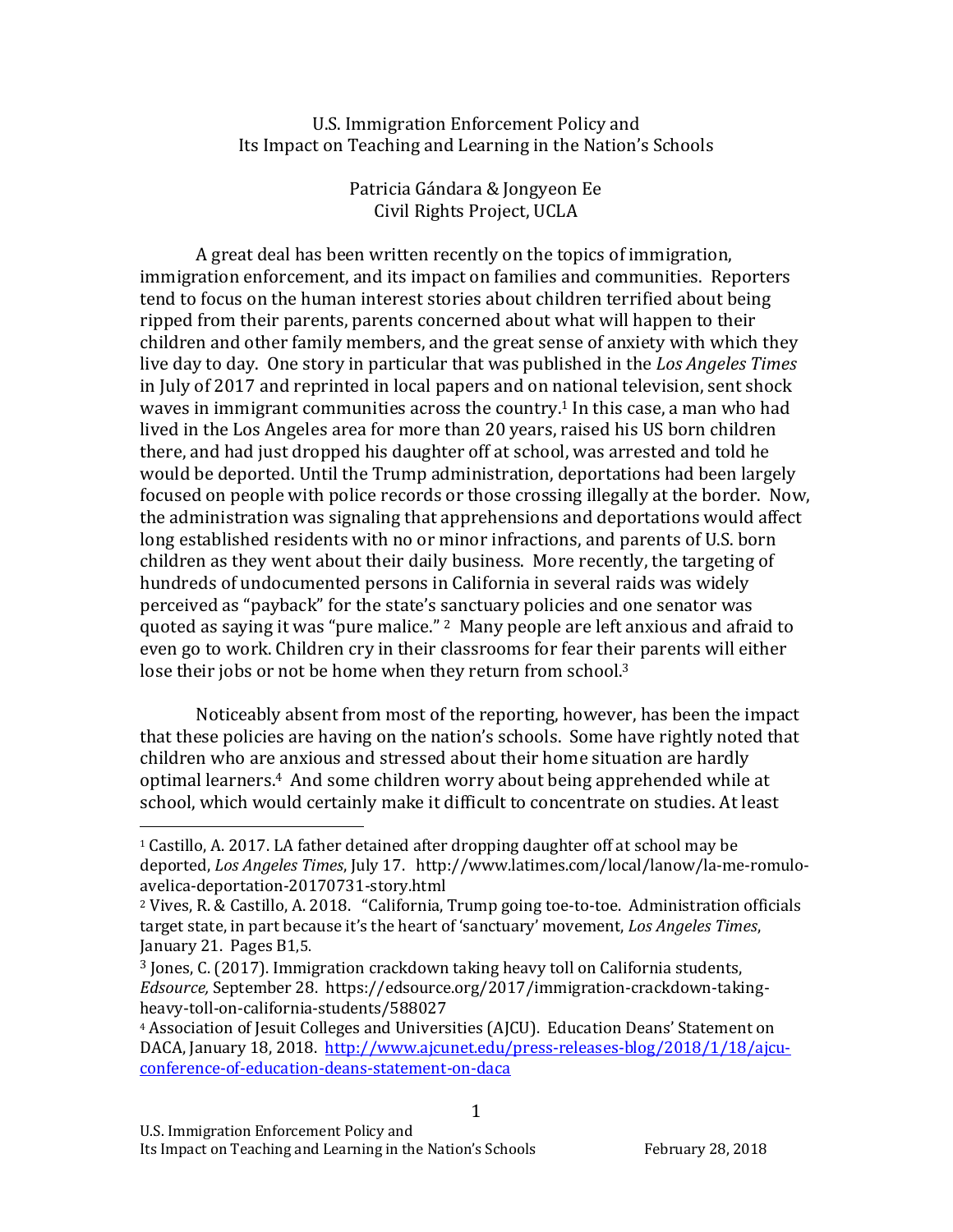# U.S. Immigration Enforcement Policy and Its Impact on Teaching and Learning in the Nation's Schools

Patricia Gándara & Jongyeon Ee
Civil Rights Project, UCLA

A great deal has been written recently on the topics of immigration, immigration enforcement, and its impact on families and communities. Reporters tend to focus on the human interest stories about children terrified about being ripped from their parents, parents concerned about what will happen to their children and other family members, and the great sense of anxiety with which they live day to day. One story in particular that was published in the *Los Angeles Times* in July of 2017 and reprinted in local papers and on national television, sent shock waves in immigrant communities across the country.[1] In this case, a man who had lived in the Los Angeles area for more than 20 years, raised his US born children there, and had just dropped his daughter off at school, was arrested and told he would be deported. Until the Trump administration, deportations had been largely focused on people with police records or those crossing illegally at the border. Now, the administration was signaling that apprehensions and deportations would affect long established residents with no or minor infractions, and parents of U.S. born children as they went about their daily business. More recently, the targeting of hundreds of undocumented persons in California in several raids was widely perceived as "payback" for the state's sanctuary policies and one senator was quoted as saying it was "pure malice." [2] Many people are left anxious and afraid to even go to work. Children cry in their classrooms for fear their parents will either lose their jobs or not be home when they return from school.[3]

Noticeably absent from most of the reporting, however, has been the impact that these policies are having on the nation's schools. Some have rightly noted that children who are anxious and stressed about their home situation are hardly optimal learners.[4] And some children worry about being apprehended while at school, which would certainly make it difficult to concentrate on studies. At least

---

[1] Castillo, A. 2017. LA father detained after dropping daughter off at school may be deported, *Los Angeles Times*, July 17. http://www.latimes.com/local/lanow/la-me-romulo-avelica-deportation-20170731-story.html

[2] Vives, R. & Castillo, A. 2018. "California, Trump going toe-to-toe. Administration officials target state, in part because it's the heart of 'sanctuary' movement, *Los Angeles Times*, January 21. Pages B1,5.

[3] Jones, C. (2017). Immigration crackdown taking heavy toll on California students, *Edsource,* September 28. https://edsource.org/2017/immigration-crackdown-taking-heavy-toll-on-california-students/588027

[4] Association of Jesuit Colleges and Universities (AJCU). Education Deans' Statement on DACA, January 18, 2018. http://www.ajcunet.edu/press-releases-blog/2018/1/18/ajcu-conference-of-education-deans-statement-on-daca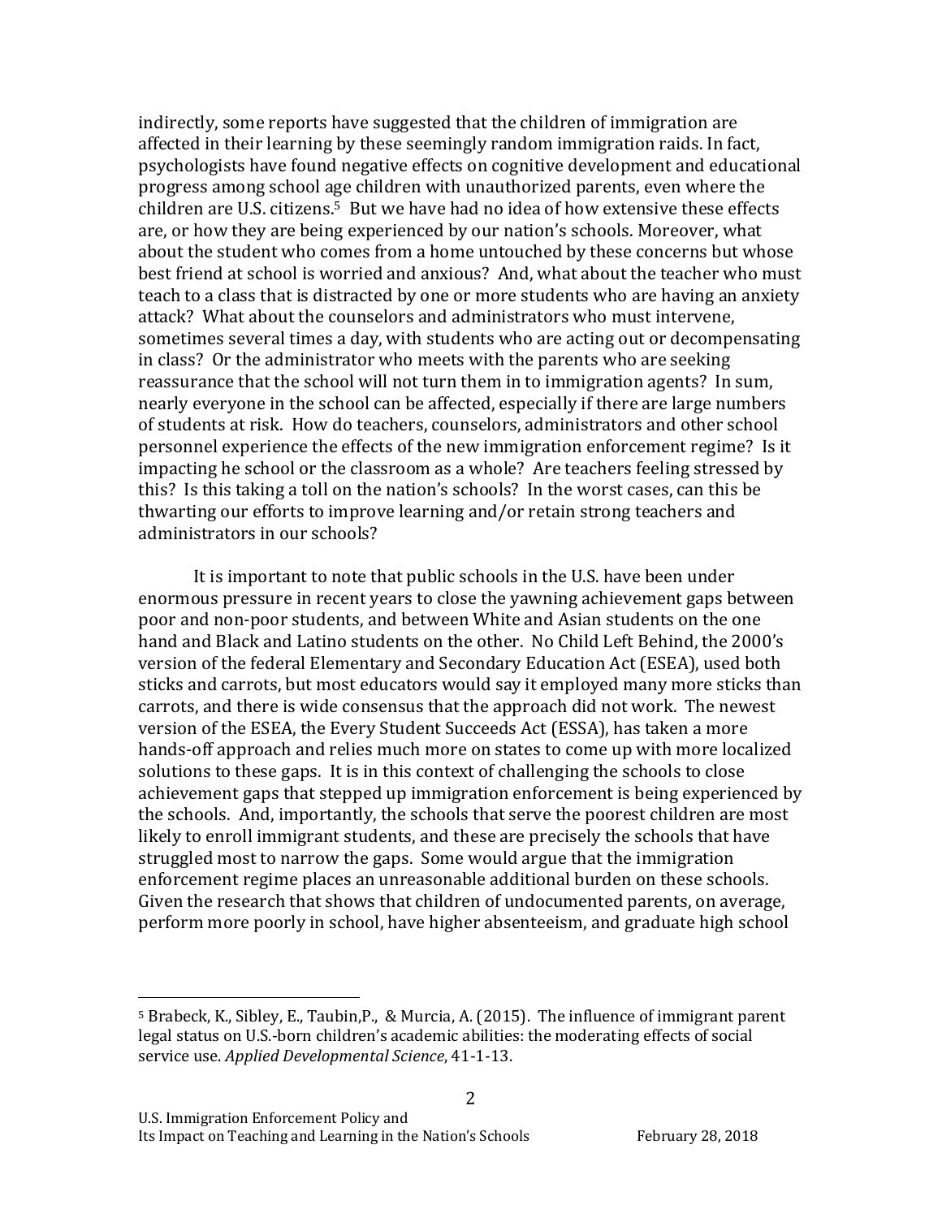indirectly, some reports have suggested that the children of immigration are affected in their learning by these seemingly random immigration raids. In fact, psychologists have found negative effects on cognitive development and educational progress among school age children with unauthorized parents, even where the children are U.S. citizens.[5] But we have had no idea of how extensive these effects are, or how they are being experienced by our nation's schools. Moreover, what about the student who comes from a home untouched by these concerns but whose best friend at school is worried and anxious? And, what about the teacher who must teach to a class that is distracted by one or more students who are having an anxiety attack? What about the counselors and administrators who must intervene, sometimes several times a day, with students who are acting out or decompensating in class? Or the administrator who meets with the parents who are seeking reassurance that the school will not turn them in to immigration agents? In sum, nearly everyone in the school can be affected, especially if there are large numbers of students at risk. How do teachers, counselors, administrators and other school personnel experience the effects of the new immigration enforcement regime? Is it impacting he school or the classroom as a whole? Are teachers feeling stressed by this? Is this taking a toll on the nation's schools? In the worst cases, can this be thwarting our efforts to improve learning and/or retain strong teachers and administrators in our schools?

It is important to note that public schools in the U.S. have been under enormous pressure in recent years to close the yawning achievement gaps between poor and non-poor students, and between White and Asian students on the one hand and Black and Latino students on the other. No Child Left Behind, the 2000's version of the federal Elementary and Secondary Education Act (ESEA), used both sticks and carrots, but most educators would say it employed many more sticks than carrots, and there is wide consensus that the approach did not work. The newest version of the ESEA, the Every Student Succeeds Act (ESSA), has taken a more hands-off approach and relies much more on states to come up with more localized solutions to these gaps. It is in this context of challenging the schools to close achievement gaps that stepped up immigration enforcement is being experienced by the schools. And, importantly, the schools that serve the poorest children are most likely to enroll immigrant students, and these are precisely the schools that have struggled most to narrow the gaps. Some would argue that the immigration enforcement regime places an unreasonable additional burden on these schools. Given the research that shows that children of undocumented parents, on average, perform more poorly in school, have higher absenteeism, and graduate high school

---

[5] Brabeck, K., Sibley, E., Taubin,P., & Murcia, A. (2015). The influence of immigrant parent legal status on U.S.-born children's academic abilities: the moderating effects of social service use. *Applied Developmental Science*, 41-1-13.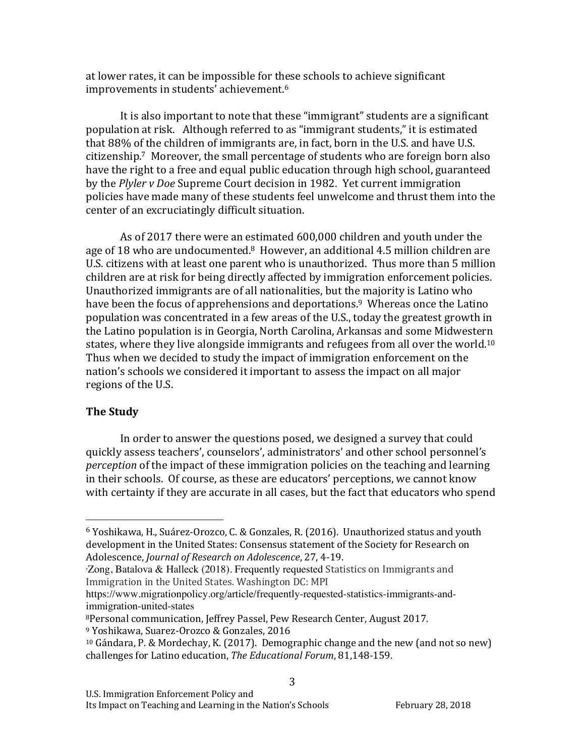at lower rates, it can be impossible for these schools to achieve significant improvements in students' achievement.[6]

It is also important to note that these "immigrant" students are a significant population at risk. Although referred to as "immigrant students," it is estimated that 88% of the children of immigrants are, in fact, born in the U.S. and have U.S. citizenship.[7] Moreover, the small percentage of students who are foreign born also have the right to a free and equal public education through high school, guaranteed by the *Plyler v Doe* Supreme Court decision in 1982. Yet current immigration policies have made many of these students feel unwelcome and thrust them into the center of an excruciatingly difficult situation.

As of 2017 there were an estimated 600,000 children and youth under the age of 18 who are undocumented.[8] However, an additional 4.5 million children are U.S. citizens with at least one parent who is unauthorized. Thus more than 5 million children are at risk for being directly affected by immigration enforcement policies. Unauthorized immigrants are of all nationalities, but the majority is Latino who have been the focus of apprehensions and deportations.[9] Whereas once the Latino population was concentrated in a few areas of the U.S., today the greatest growth in the Latino population is in Georgia, North Carolina, Arkansas and some Midwestern states, where they live alongside immigrants and refugees from all over the world.[10] Thus when we decided to study the impact of immigration enforcement on the nation's schools we considered it important to assess the impact on all major regions of the U.S.

## The Study

In order to answer the questions posed, we designed a survey that could quickly assess teachers', counselors', administrators' and other school personnel's *perception* of the impact of these immigration policies on the teaching and learning in their schools. Of course, as these are educators' perceptions, we cannot know with certainty if they are accurate in all cases, but the fact that educators who spend

---

[6] Yoshikawa, H., Suárez-Orozco, C. & Gonzales, R. (2016). Unauthorized status and youth development in the United States: Consensus statement of the Society for Research on Adolescence, *Journal of Research on Adolescence*, 27, 4-19.

[7] Zong, Batalova & Halleck (2018). Frequently requested Statistics on Immigrants and Immigration in the United States. Washington DC: MPI https://www.migrationpolicy.org/article/frequently-requested-statistics-immigrants-and-immigration-united-states

[8] Personal communication, Jeffrey Passel, Pew Research Center, August 2017.

[9] Yoshikawa, Suarez-Orozco & Gonzales, 2016

[10] Gándara, P. & Mordechay, K. (2017). Demographic change and the new (and not so new) challenges for Latino education, *The Educational Forum*, 81,148-159.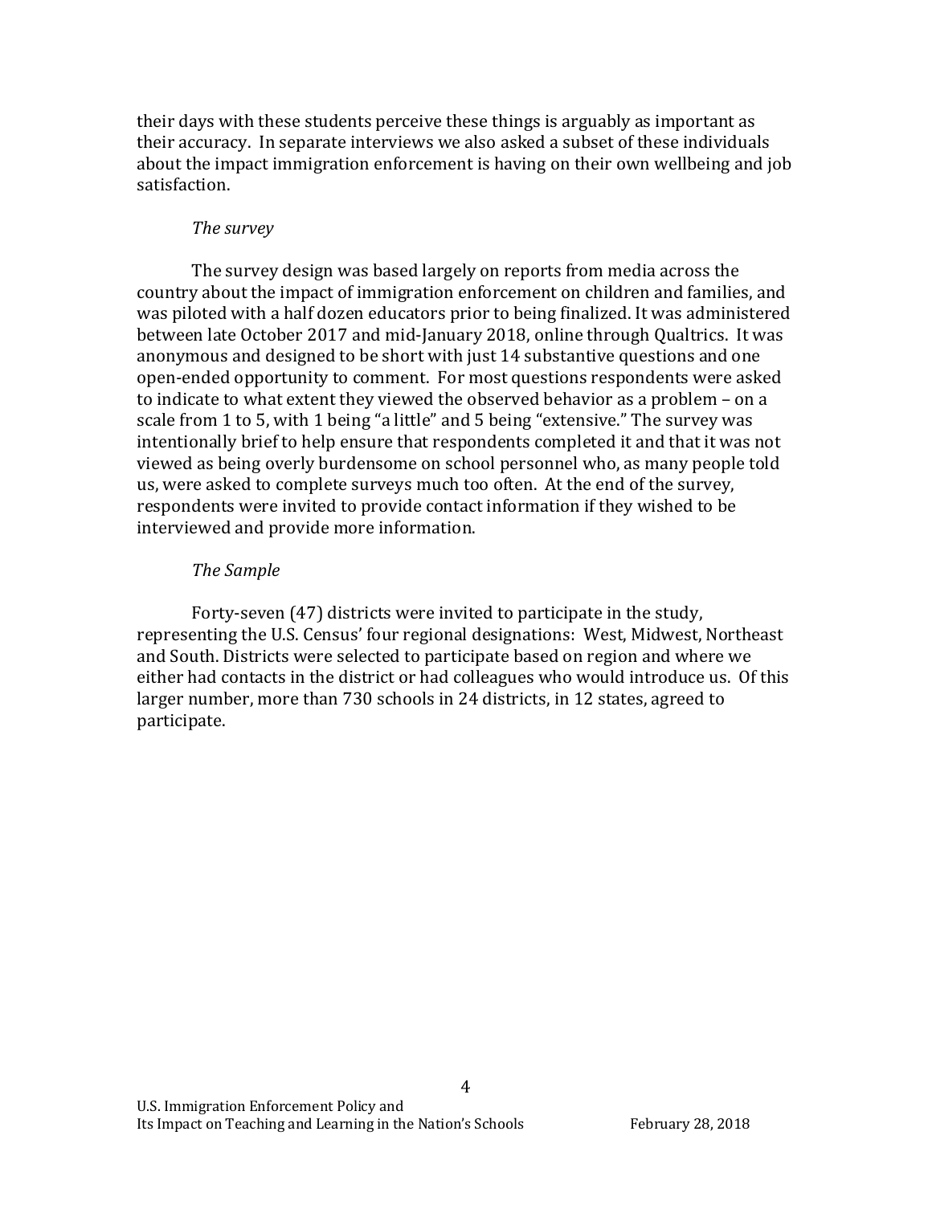their days with these students perceive these things is arguably as important as their accuracy. In separate interviews we also asked a subset of these individuals about the impact immigration enforcement is having on their own wellbeing and job satisfaction.

*The survey*

The survey design was based largely on reports from media across the country about the impact of immigration enforcement on children and families, and was piloted with a half dozen educators prior to being finalized. It was administered between late October 2017 and mid-January 2018, online through Qualtrics. It was anonymous and designed to be short with just 14 substantive questions and one open-ended opportunity to comment. For most questions respondents were asked to indicate to what extent they viewed the observed behavior as a problem – on a scale from 1 to 5, with 1 being "a little" and 5 being "extensive." The survey was intentionally brief to help ensure that respondents completed it and that it was not viewed as being overly burdensome on school personnel who, as many people told us, were asked to complete surveys much too often. At the end of the survey, respondents were invited to provide contact information if they wished to be interviewed and provide more information.

*The Sample*

Forty-seven (47) districts were invited to participate in the study, representing the U.S. Census' four regional designations: West, Midwest, Northeast and South. Districts were selected to participate based on region and where we either had contacts in the district or had colleagues who would introduce us. Of this larger number, more than 730 schools in 24 districts, in 12 states, agreed to participate.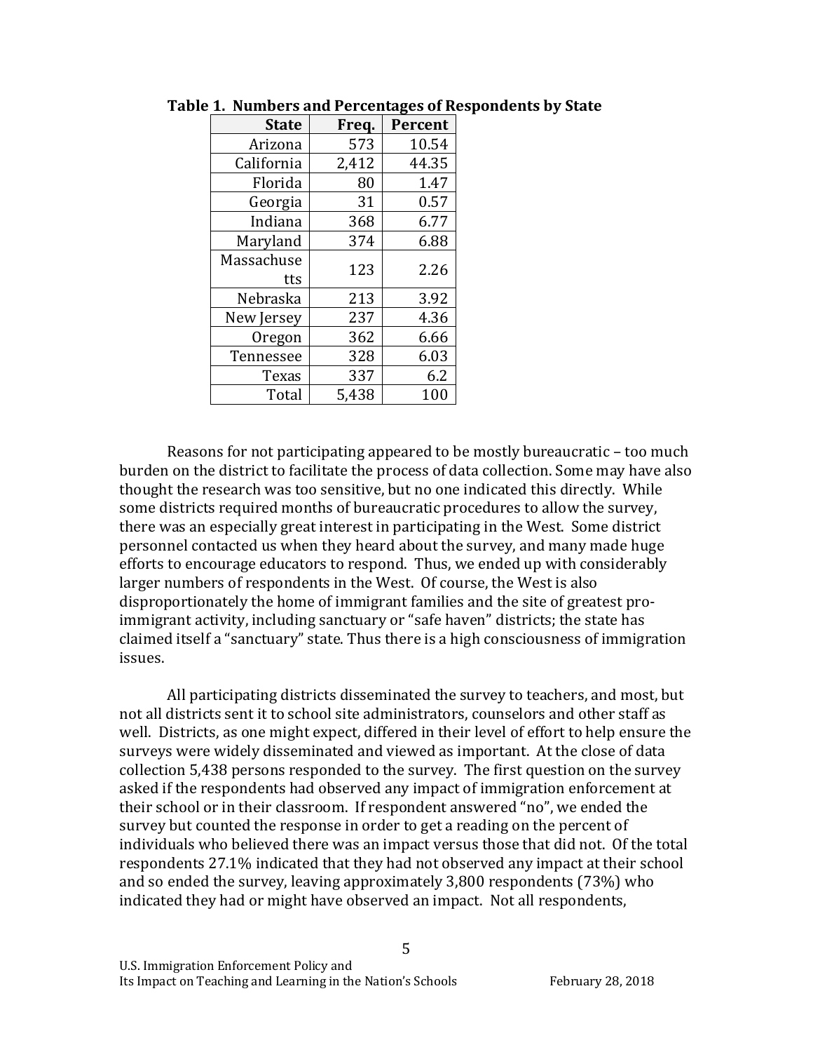**Table 1. Numbers and Percentages of Respondents by State**

| State | Freq. | Percent |
|---|---|---|
| Arizona | 573 | 10.54 |
| California | 2,412 | 44.35 |
| Florida | 80 | 1.47 |
| Georgia | 31 | 0.57 |
| Indiana | 368 | 6.77 |
| Maryland | 374 | 6.88 |
| Massachusetts | 123 | 2.26 |
| Nebraska | 213 | 3.92 |
| New Jersey | 237 | 4.36 |
| Oregon | 362 | 6.66 |
| Tennessee | 328 | 6.03 |
| Texas | 337 | 6.2 |
| Total | 5,438 | 100 |

Reasons for not participating appeared to be mostly bureaucratic – too much burden on the district to facilitate the process of data collection. Some may have also thought the research was too sensitive, but no one indicated this directly. While some districts required months of bureaucratic procedures to allow the survey, there was an especially great interest in participating in the West. Some district personnel contacted us when they heard about the survey, and many made huge efforts to encourage educators to respond. Thus, we ended up with considerably larger numbers of respondents in the West. Of course, the West is also disproportionately the home of immigrant families and the site of greatest pro-immigrant activity, including sanctuary or "safe haven" districts; the state has claimed itself a "sanctuary" state. Thus there is a high consciousness of immigration issues.

All participating districts disseminated the survey to teachers, and most, but not all districts sent it to school site administrators, counselors and other staff as well. Districts, as one might expect, differed in their level of effort to help ensure the surveys were widely disseminated and viewed as important. At the close of data collection 5,438 persons responded to the survey. The first question on the survey asked if the respondents had observed any impact of immigration enforcement at their school or in their classroom. If respondent answered "no", we ended the survey but counted the response in order to get a reading on the percent of individuals who believed there was an impact versus those that did not. Of the total respondents 27.1% indicated that they had not observed any impact at their school and so ended the survey, leaving approximately 3,800 respondents (73%) who indicated they had or might have observed an impact. Not all respondents,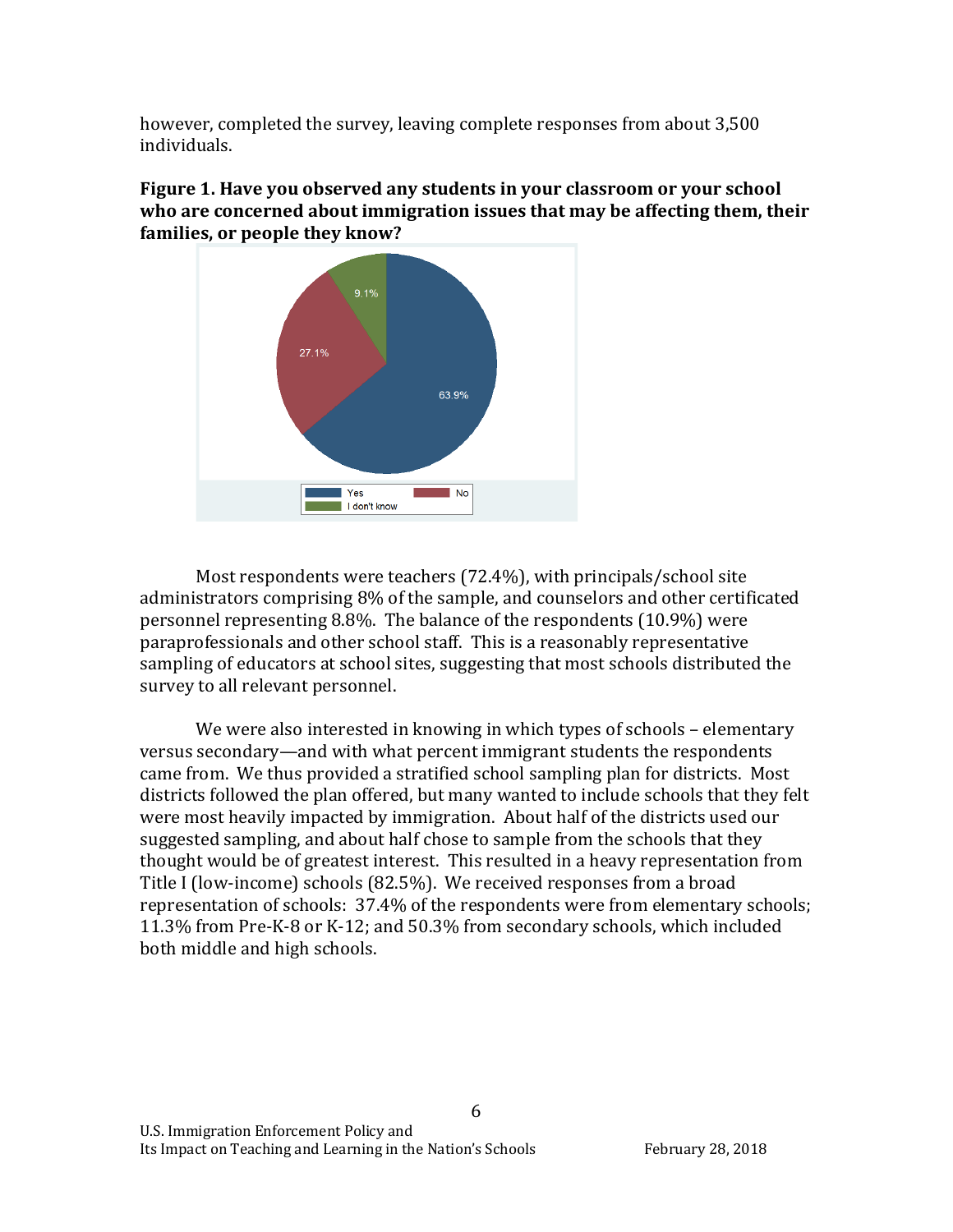however, completed the survey, leaving complete responses from about 3,500 individuals.

**Figure 1. Have you observed any students in your classroom or your school who are concerned about immigration issues that may be affecting them, their families, or people they know?**

Most respondents were teachers (72.4%), with principals/school site administrators comprising 8% of the sample, and counselors and other certificated personnel representing 8.8%. The balance of the respondents (10.9%) were paraprofessionals and other school staff. This is a reasonably representative sampling of educators at school sites, suggesting that most schools distributed the survey to all relevant personnel.

We were also interested in knowing in which types of schools – elementary versus secondary—and with what percent immigrant students the respondents came from. We thus provided a stratified school sampling plan for districts. Most districts followed the plan offered, but many wanted to include schools that they felt were most heavily impacted by immigration. About half of the districts used our suggested sampling, and about half chose to sample from the schools that they thought would be of greatest interest. This resulted in a heavy representation from Title I (low-income) schools (82.5%). We received responses from a broad representation of schools: 37.4% of the respondents were from elementary schools; 11.3% from Pre-K-8 or K-12; and 50.3% from secondary schools, which included both middle and high schools.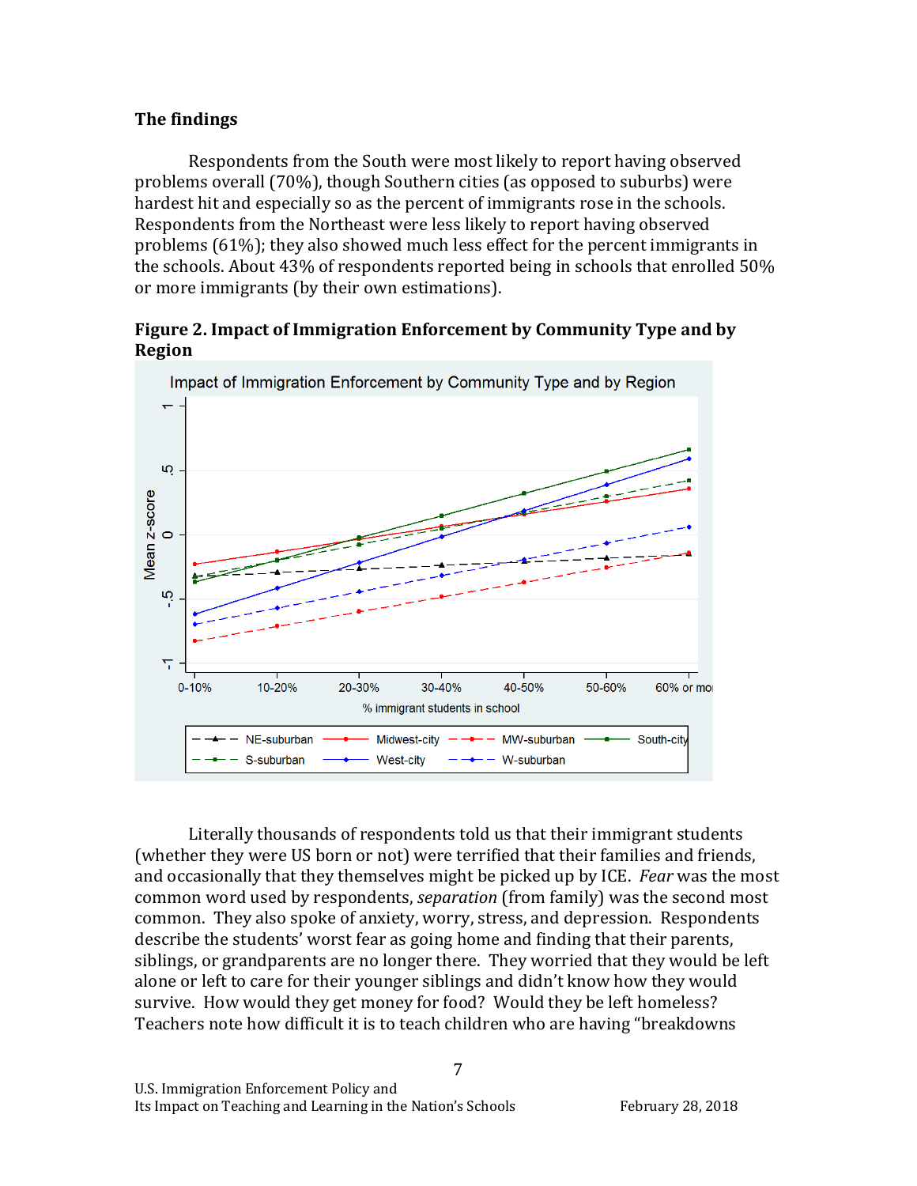### The findings

Respondents from the South were most likely to report having observed problems overall (70%), though Southern cities (as opposed to suburbs) were hardest hit and especially so as the percent of immigrants rose in the schools. Respondents from the Northeast were less likely to report having observed problems (61%); they also showed much less effect for the percent immigrants in the schools. About 43% of respondents reported being in schools that enrolled 50% or more immigrants (by their own estimations).

**Figure 2. Impact of Immigration Enforcement by Community Type and by Region**

Literally thousands of respondents told us that their immigrant students (whether they were US born or not) were terrified that their families and friends, and occasionally that they themselves might be picked up by ICE. *Fear* was the most common word used by respondents, *separation* (from family) was the second most common. They also spoke of anxiety, worry, stress, and depression. Respondents describe the students' worst fear as going home and finding that their parents, siblings, or grandparents are no longer there. They worried that they would be left alone or left to care for their younger siblings and didn't know how they would survive. How would they get money for food? Would they be left homeless? Teachers note how difficult it is to teach children who are having "breakdowns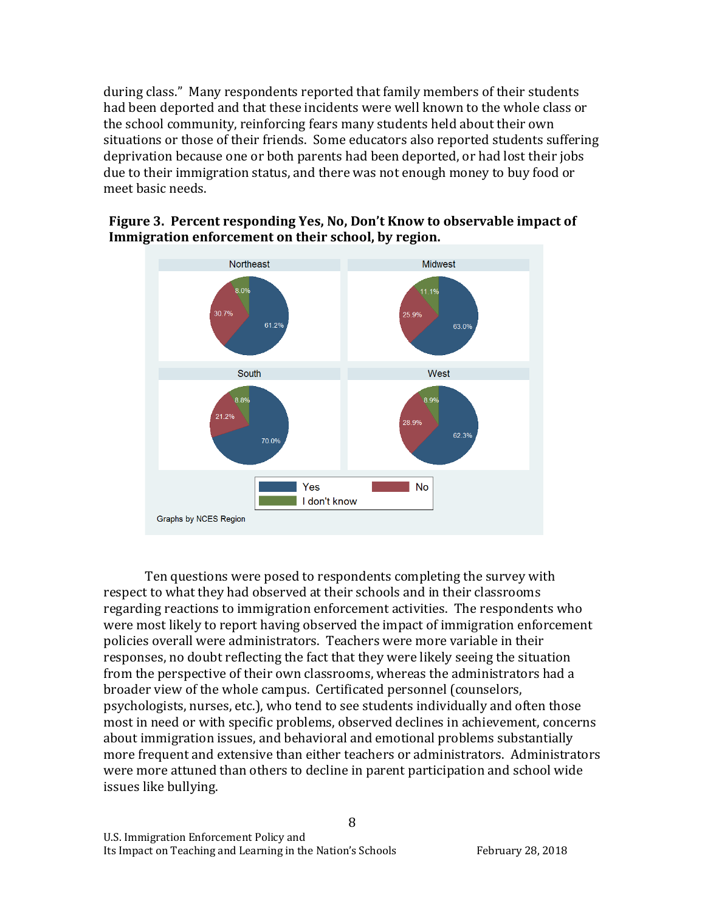during class." Many respondents reported that family members of their students had been deported and that these incidents were well known to the whole class or the school community, reinforcing fears many students held about their own situations or those of their friends. Some educators also reported students suffering deprivation because one or both parents had been deported, or had lost their jobs due to their immigration status, and there was not enough money to buy food or meet basic needs.

**Figure 3. Percent responding Yes, No, Don't Know to observable impact of Immigration enforcement on their school, by region.**

| Region | Yes | No | I don't know |
| --- | --- | --- | --- |
| Northeast | 61.2% | 30.7% | 8.0% |
| Midwest | 63.0% | 25.9% | 11.1% |
| South | 70.0% | 21.2% | 8.8% |
| West | 62.3% | 28.9% | 8.9% |

Graphs by NCES Region

Ten questions were posed to respondents completing the survey with respect to what they had observed at their schools and in their classrooms regarding reactions to immigration enforcement activities. The respondents who were most likely to report having observed the impact of immigration enforcement policies overall were administrators. Teachers were more variable in their responses, no doubt reflecting the fact that they were likely seeing the situation from the perspective of their own classrooms, whereas the administrators had a broader view of the whole campus. Certificated personnel (counselors, psychologists, nurses, etc.), who tend to see students individually and often those most in need or with specific problems, observed declines in achievement, concerns about immigration issues, and behavioral and emotional problems substantially more frequent and extensive than either teachers or administrators. Administrators were more attuned than others to decline in parent participation and school wide issues like bullying.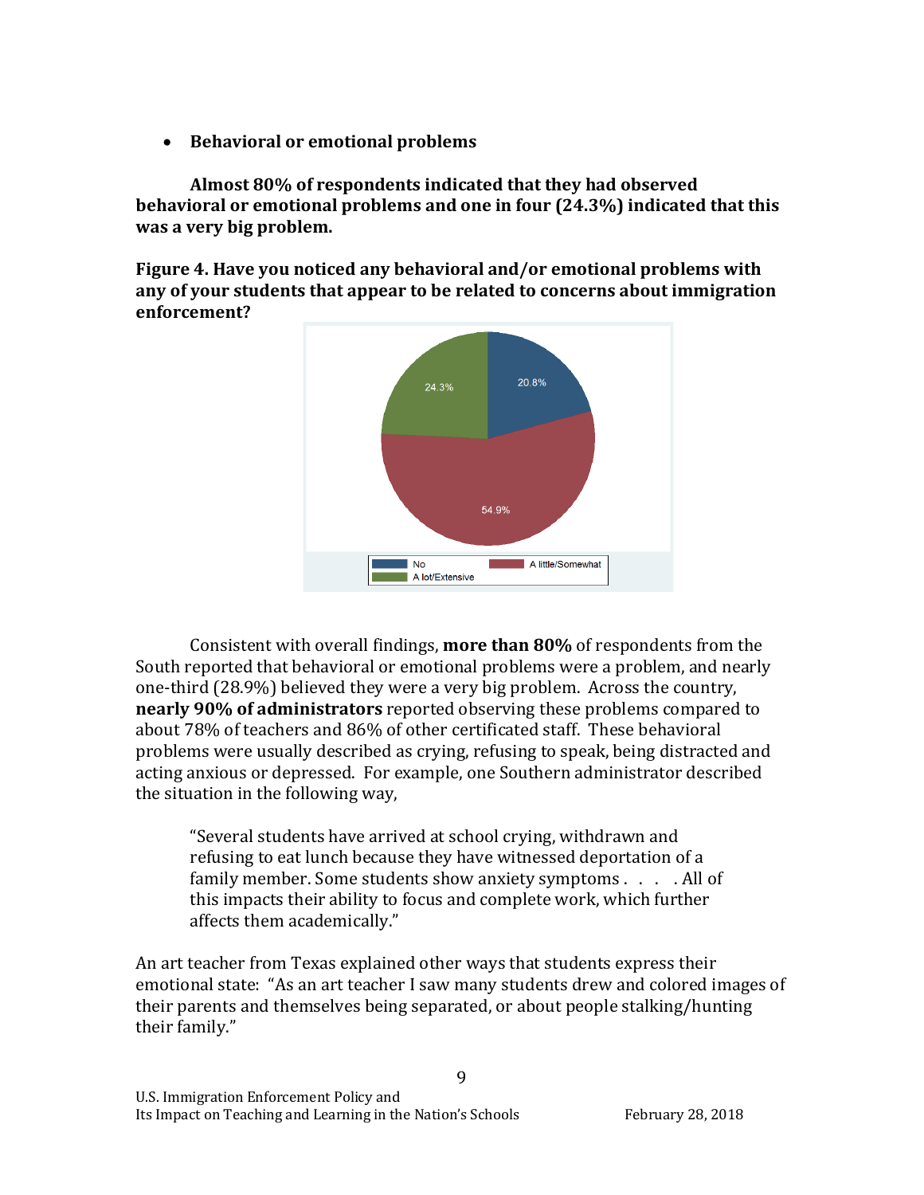- **Behavioral or emotional problems**

**Almost 80% of respondents indicated that they had observed behavioral or emotional problems and one in four (24.3%) indicated that this was a very big problem.**

**Figure 4. Have you noticed any behavioral and/or emotional problems with any of your students that appear to be related to concerns about immigration enforcement?**

Consistent with overall findings, **more than 80%** of respondents from the South reported that behavioral or emotional problems were a problem, and nearly one-third (28.9%) believed they were a very big problem. Across the country, **nearly 90% of administrators** reported observing these problems compared to about 78% of teachers and 86% of other certificated staff. These behavioral problems were usually described as crying, refusing to speak, being distracted and acting anxious or depressed. For example, one Southern administrator described the situation in the following way,

> "Several students have arrived at school crying, withdrawn and refusing to eat lunch because they have witnessed deportation of a family member. Some students show anxiety symptoms . . . . All of this impacts their ability to focus and complete work, which further affects them academically."

An art teacher from Texas explained other ways that students express their emotional state: "As an art teacher I saw many students drew and colored images of their parents and themselves being separated, or about people stalking/hunting their family."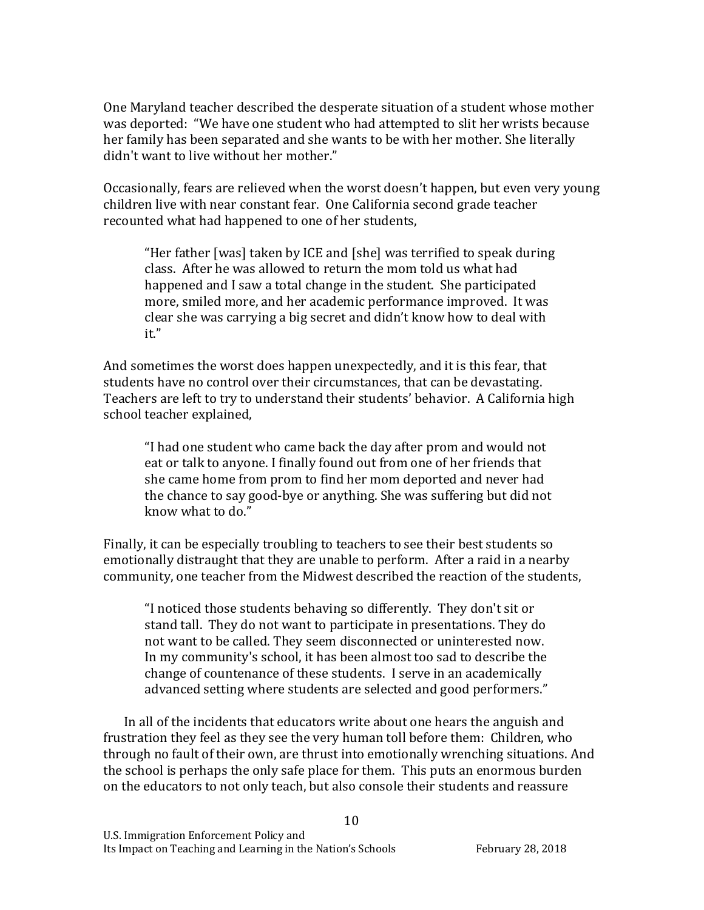One Maryland teacher described the desperate situation of a student whose mother was deported: "We have one student who had attempted to slit her wrists because her family has been separated and she wants to be with her mother. She literally didn't want to live without her mother."

Occasionally, fears are relieved when the worst doesn't happen, but even very young children live with near constant fear. One California second grade teacher recounted what had happened to one of her students,

> "Her father [was] taken by ICE and [she] was terrified to speak during class. After he was allowed to return the mom told us what had happened and I saw a total change in the student. She participated more, smiled more, and her academic performance improved. It was clear she was carrying a big secret and didn't know how to deal with it."

And sometimes the worst does happen unexpectedly, and it is this fear, that students have no control over their circumstances, that can be devastating. Teachers are left to try to understand their students' behavior. A California high school teacher explained,

> "I had one student who came back the day after prom and would not eat or talk to anyone. I finally found out from one of her friends that she came home from prom to find her mom deported and never had the chance to say good-bye or anything. She was suffering but did not know what to do."

Finally, it can be especially troubling to teachers to see their best students so emotionally distraught that they are unable to perform. After a raid in a nearby community, one teacher from the Midwest described the reaction of the students,

> "I noticed those students behaving so differently. They don't sit or stand tall. They do not want to participate in presentations. They do not want to be called. They seem disconnected or uninterested now. In my community's school, it has been almost too sad to describe the change of countenance of these students. I serve in an academically advanced setting where students are selected and good performers."

In all of the incidents that educators write about one hears the anguish and frustration they feel as they see the very human toll before them: Children, who through no fault of their own, are thrust into emotionally wrenching situations. And the school is perhaps the only safe place for them. This puts an enormous burden on the educators to not only teach, but also console their students and reassure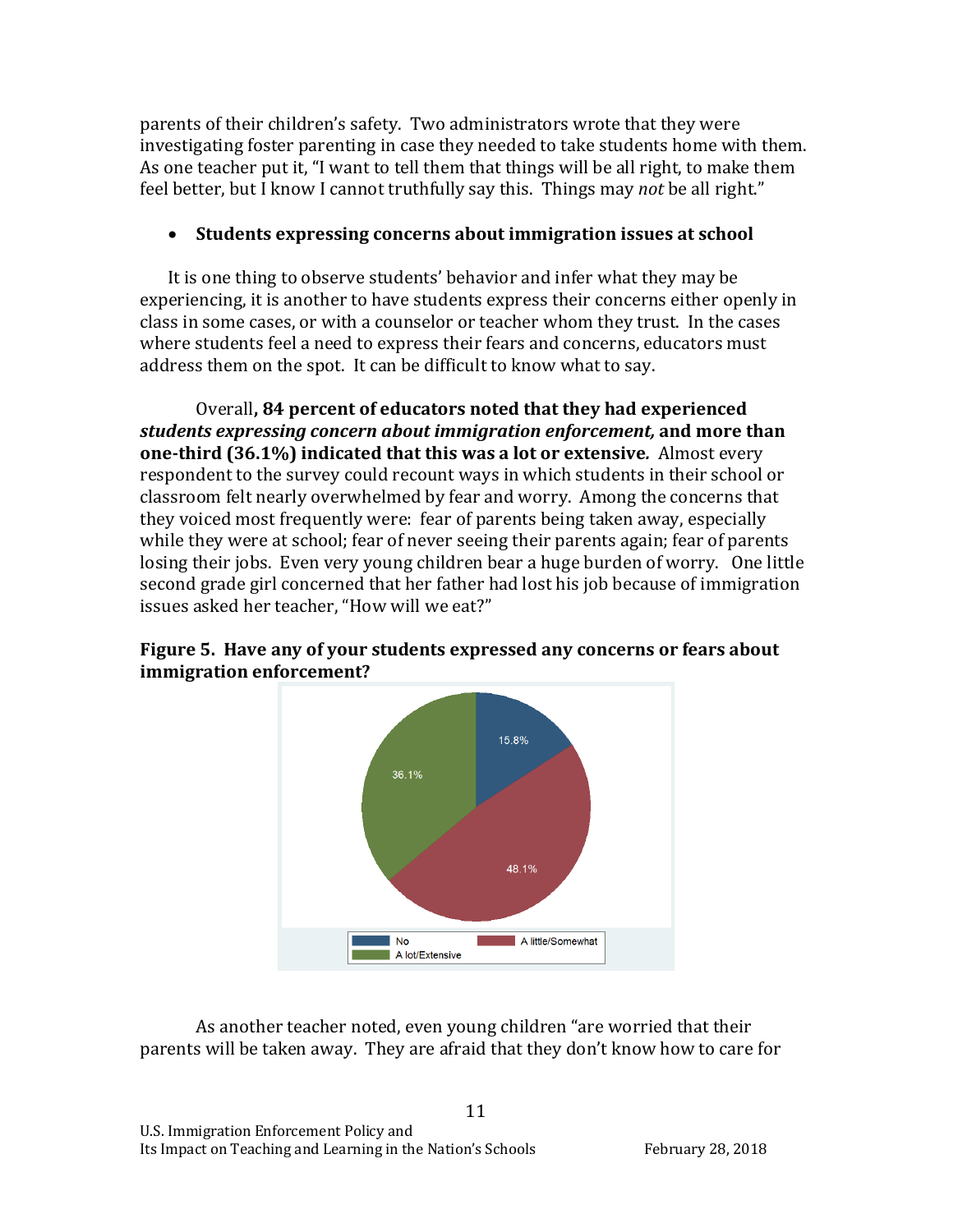parents of their children's safety. Two administrators wrote that they were investigating foster parenting in case they needed to take students home with them. As one teacher put it, "I want to tell them that things will be all right, to make them feel better, but I know I cannot truthfully say this. Things may *not* be all right."

- **Students expressing concerns about immigration issues at school**

It is one thing to observe students' behavior and infer what they may be experiencing, it is another to have students express their concerns either openly in class in some cases, or with a counselor or teacher whom they trust. In the cases where students feel a need to express their fears and concerns, educators must address them on the spot. It can be difficult to know what to say.

Overall**, 84 percent of educators noted that they had experienced *students expressing concern about immigration enforcement,* and more than one-third (36.1%) indicated that this was a lot or extensive*.*** Almost every respondent to the survey could recount ways in which students in their school or classroom felt nearly overwhelmed by fear and worry. Among the concerns that they voiced most frequently were: fear of parents being taken away, especially while they were at school; fear of never seeing their parents again; fear of parents losing their jobs. Even very young children bear a huge burden of worry. One little second grade girl concerned that her father had lost his job because of immigration issues asked her teacher, "How will we eat?"

**Figure 5. Have any of your students expressed any concerns or fears about immigration enforcement?**

| Response | Percent |
|---|---|
| No | 15.8% |
| A little/Somewhat | 48.1% |
| A lot/Extensive | 36.1% |

As another teacher noted, even young children "are worried that their parents will be taken away. They are afraid that they don't know how to care for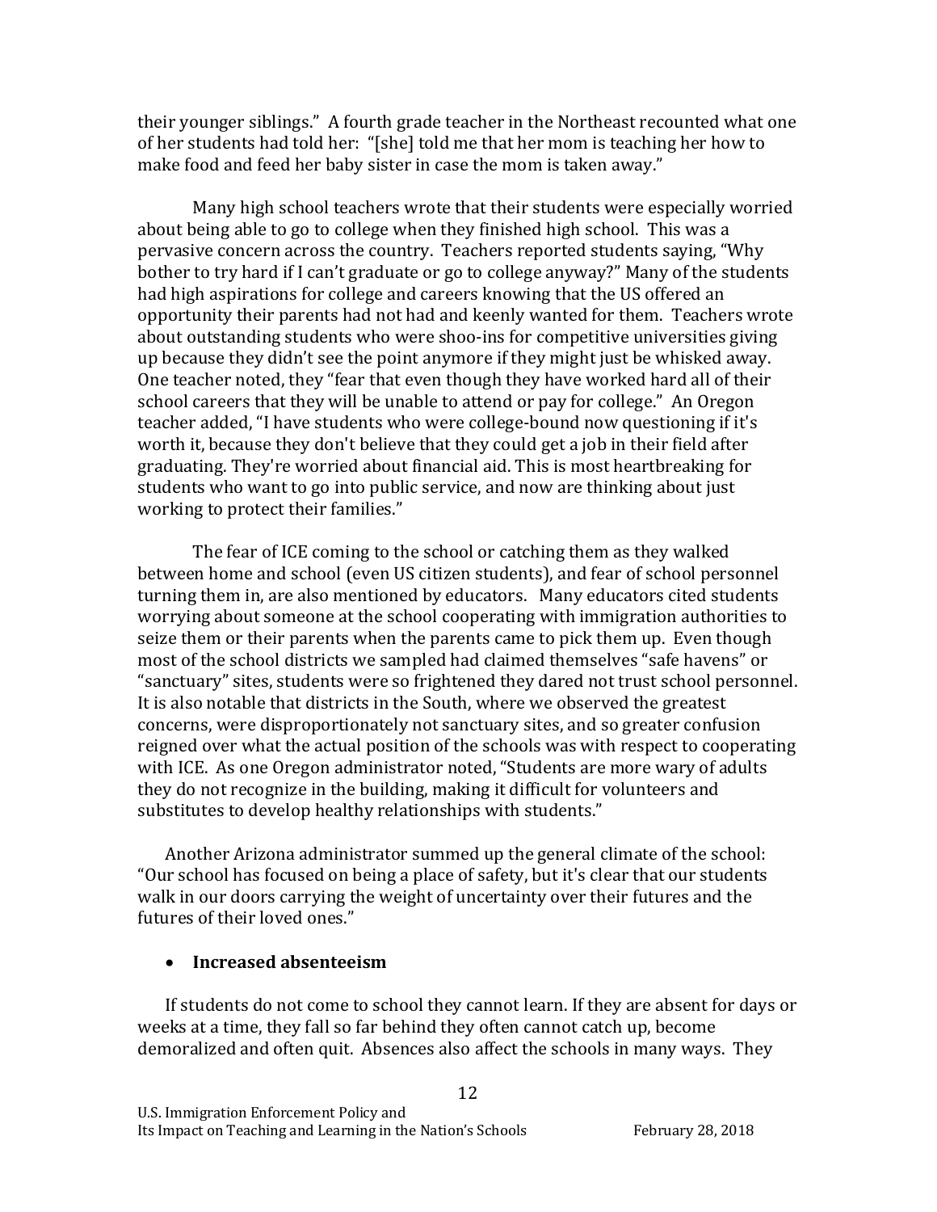their younger siblings." A fourth grade teacher in the Northeast recounted what one of her students had told her: "[she] told me that her mom is teaching her how to make food and feed her baby sister in case the mom is taken away."

Many high school teachers wrote that their students were especially worried about being able to go to college when they finished high school. This was a pervasive concern across the country. Teachers reported students saying, "Why bother to try hard if I can't graduate or go to college anyway?" Many of the students had high aspirations for college and careers knowing that the US offered an opportunity their parents had not had and keenly wanted for them. Teachers wrote about outstanding students who were shoo-ins for competitive universities giving up because they didn't see the point anymore if they might just be whisked away. One teacher noted, they "fear that even though they have worked hard all of their school careers that they will be unable to attend or pay for college." An Oregon teacher added, "I have students who were college-bound now questioning if it's worth it, because they don't believe that they could get a job in their field after graduating. They're worried about financial aid. This is most heartbreaking for students who want to go into public service, and now are thinking about just working to protect their families."

The fear of ICE coming to the school or catching them as they walked between home and school (even US citizen students), and fear of school personnel turning them in, are also mentioned by educators. Many educators cited students worrying about someone at the school cooperating with immigration authorities to seize them or their parents when the parents came to pick them up. Even though most of the school districts we sampled had claimed themselves "safe havens" or "sanctuary" sites, students were so frightened they dared not trust school personnel. It is also notable that districts in the South, where we observed the greatest concerns, were disproportionately not sanctuary sites, and so greater confusion reigned over what the actual position of the schools was with respect to cooperating with ICE. As one Oregon administrator noted, "Students are more wary of adults they do not recognize in the building, making it difficult for volunteers and substitutes to develop healthy relationships with students."

Another Arizona administrator summed up the general climate of the school: "Our school has focused on being a place of safety, but it's clear that our students walk in our doors carrying the weight of uncertainty over their futures and the futures of their loved ones."

- **Increased absenteeism**

If students do not come to school they cannot learn. If they are absent for days or weeks at a time, they fall so far behind they often cannot catch up, become demoralized and often quit. Absences also affect the schools in many ways. They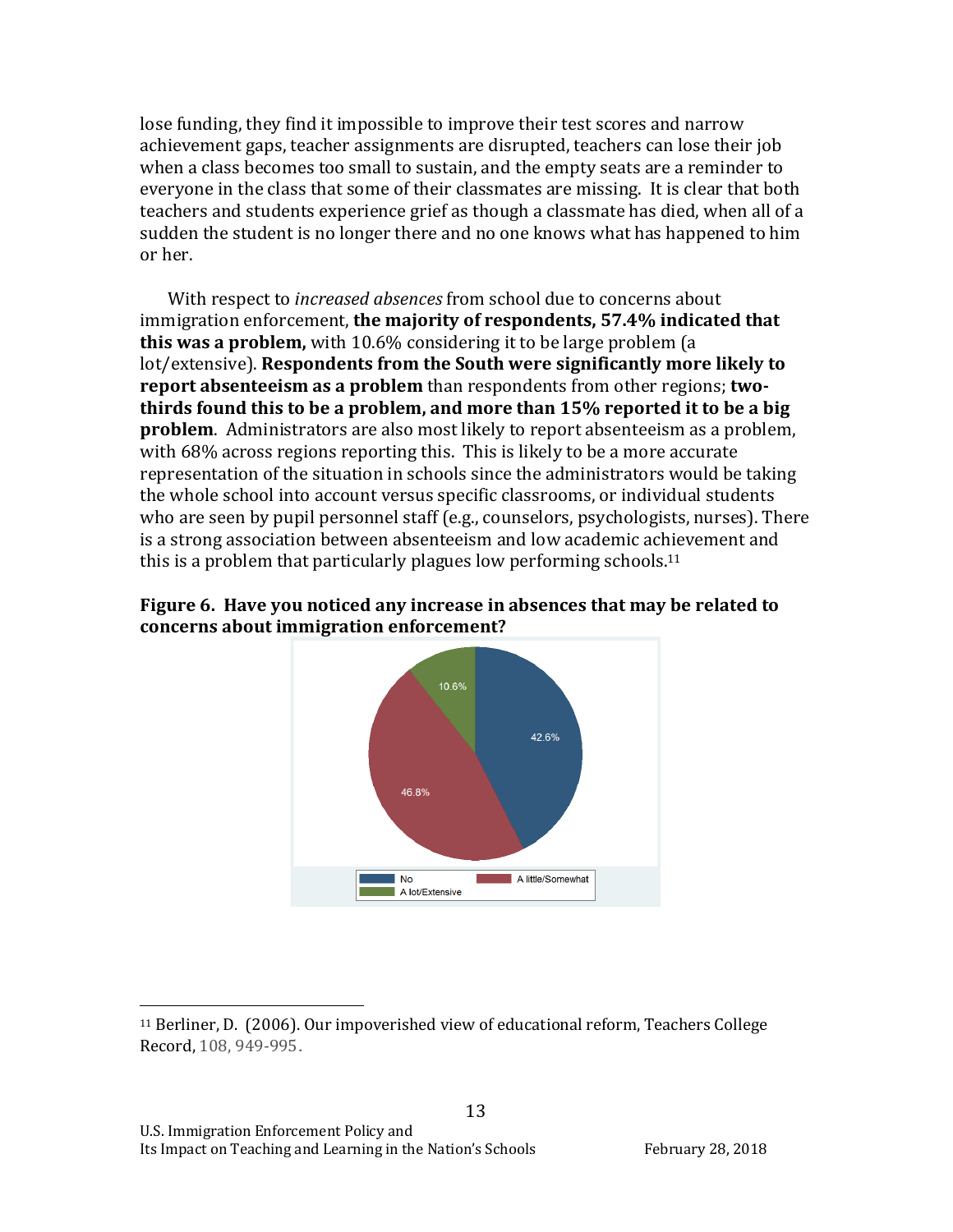lose funding, they find it impossible to improve their test scores and narrow achievement gaps, teacher assignments are disrupted, teachers can lose their job when a class becomes too small to sustain, and the empty seats are a reminder to everyone in the class that some of their classmates are missing. It is clear that both teachers and students experience grief as though a classmate has died, when all of a sudden the student is no longer there and no one knows what has happened to him or her.

With respect to *increased absences* from school due to concerns about immigration enforcement, **the majority of respondents, 57.4% indicated that this was a problem,** with 10.6% considering it to be large problem (a lot/extensive). **Respondents from the South were significantly more likely to report absenteeism as a problem** than respondents from other regions; **two-thirds found this to be a problem, and more than 15% reported it to be a big problem**. Administrators are also most likely to report absenteeism as a problem, with 68% across regions reporting this. This is likely to be a more accurate representation of the situation in schools since the administrators would be taking the whole school into account versus specific classrooms, or individual students who are seen by pupil personnel staff (e.g., counselors, psychologists, nurses). There is a strong association between absenteeism and low academic achievement and this is a problem that particularly plagues low performing schools.[11]

**Figure 6. Have you noticed any increase in absences that may be related to concerns about immigration enforcement?**

| Response | Percent |
|---|---|
| No | 42.6% |
| A little/Somewhat | 46.8% |
| A lot/Extensive | 10.6% |

---

[11] Berliner, D. (2006). Our impoverished view of educational reform, Teachers College Record, 108, 949-995.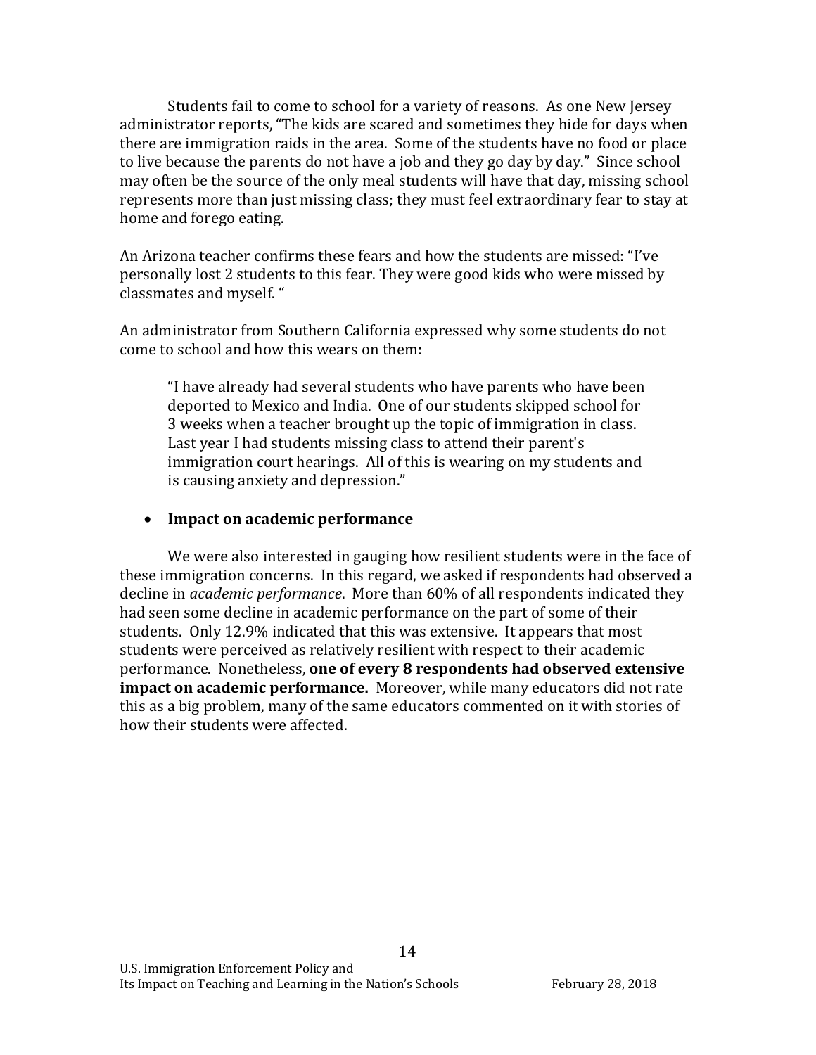Students fail to come to school for a variety of reasons. As one New Jersey administrator reports, "The kids are scared and sometimes they hide for days when there are immigration raids in the area. Some of the students have no food or place to live because the parents do not have a job and they go day by day." Since school may often be the source of the only meal students will have that day, missing school represents more than just missing class; they must feel extraordinary fear to stay at home and forego eating.

An Arizona teacher confirms these fears and how the students are missed: "I've personally lost 2 students to this fear. They were good kids who were missed by classmates and myself. "

An administrator from Southern California expressed why some students do not come to school and how this wears on them:

> "I have already had several students who have parents who have been deported to Mexico and India. One of our students skipped school for 3 weeks when a teacher brought up the topic of immigration in class. Last year I had students missing class to attend their parent's immigration court hearings. All of this is wearing on my students and is causing anxiety and depression."

- **Impact on academic performance**

We were also interested in gauging how resilient students were in the face of these immigration concerns. In this regard, we asked if respondents had observed a decline in *academic performance*. More than 60% of all respondents indicated they had seen some decline in academic performance on the part of some of their students. Only 12.9% indicated that this was extensive. It appears that most students were perceived as relatively resilient with respect to their academic performance. Nonetheless, **one of every 8 respondents had observed extensive impact on academic performance.** Moreover, while many educators did not rate this as a big problem, many of the same educators commented on it with stories of how their students were affected.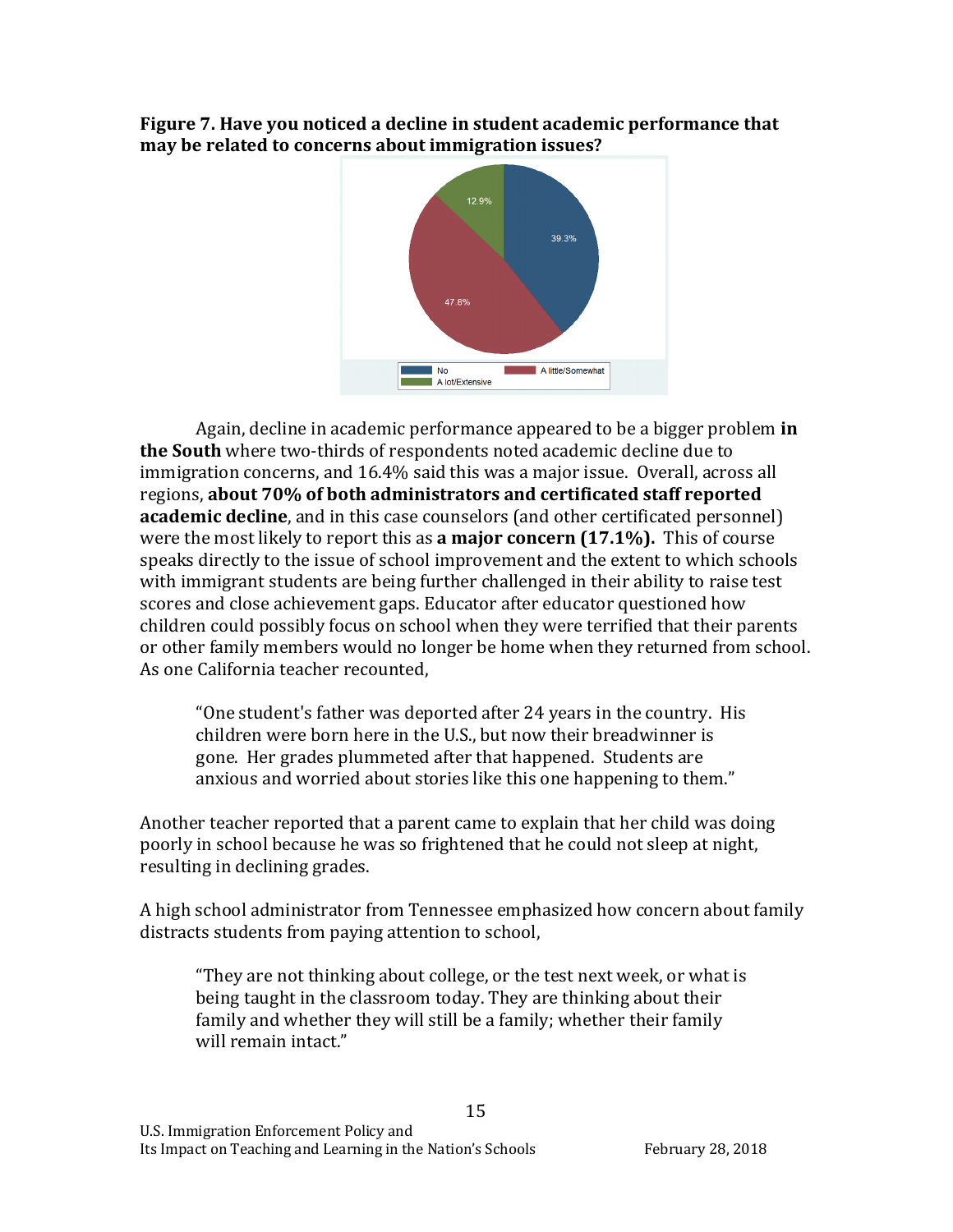**Figure 7. Have you noticed a decline in student academic performance that may be related to concerns about immigration issues?**

Again, decline in academic performance appeared to be a bigger problem **in the South** where two-thirds of respondents noted academic decline due to immigration concerns, and 16.4% said this was a major issue. Overall, across all regions, **about 70% of both administrators and certificated staff reported academic decline**, and in this case counselors (and other certificated personnel) were the most likely to report this as **a major concern (17.1%).** This of course speaks directly to the issue of school improvement and the extent to which schools with immigrant students are being further challenged in their ability to raise test scores and close achievement gaps. Educator after educator questioned how children could possibly focus on school when they were terrified that their parents or other family members would no longer be home when they returned from school. As one California teacher recounted,

> "One student's father was deported after 24 years in the country. His children were born here in the U.S., but now their breadwinner is gone. Her grades plummeted after that happened. Students are anxious and worried about stories like this one happening to them."

Another teacher reported that a parent came to explain that her child was doing poorly in school because he was so frightened that he could not sleep at night, resulting in declining grades.

A high school administrator from Tennessee emphasized how concern about family distracts students from paying attention to school,

> "They are not thinking about college, or the test next week, or what is being taught in the classroom today. They are thinking about their family and whether they will still be a family; whether their family will remain intact."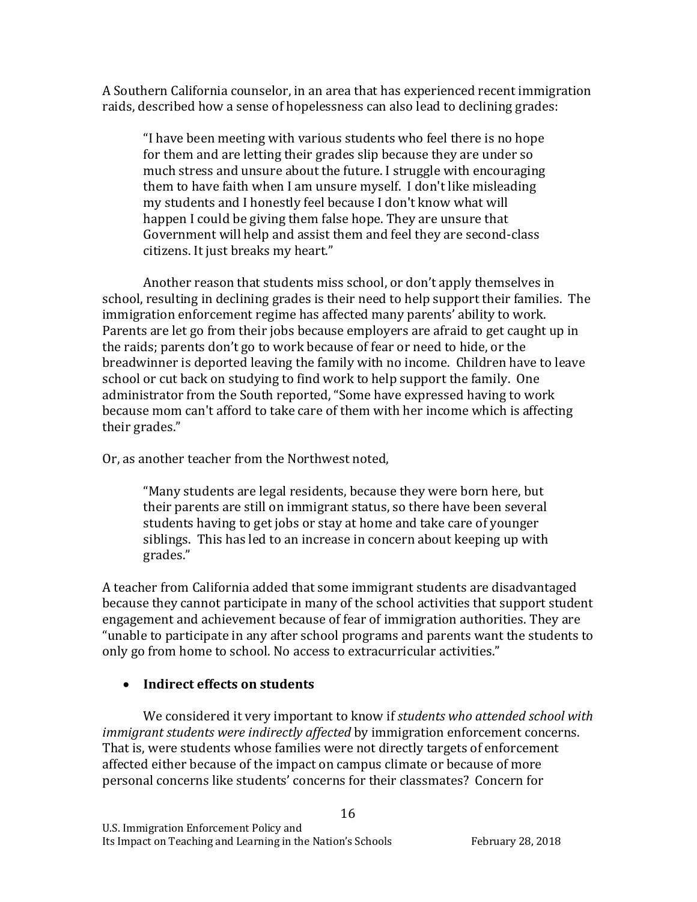A Southern California counselor, in an area that has experienced recent immigration raids, described how a sense of hopelessness can also lead to declining grades:

> "I have been meeting with various students who feel there is no hope for them and are letting their grades slip because they are under so much stress and unsure about the future. I struggle with encouraging them to have faith when I am unsure myself. I don't like misleading my students and I honestly feel because I don't know what will happen I could be giving them false hope. They are unsure that Government will help and assist them and feel they are second-class citizens. It just breaks my heart."

Another reason that students miss school, or don't apply themselves in school, resulting in declining grades is their need to help support their families. The immigration enforcement regime has affected many parents' ability to work. Parents are let go from their jobs because employers are afraid to get caught up in the raids; parents don't go to work because of fear or need to hide, or the breadwinner is deported leaving the family with no income. Children have to leave school or cut back on studying to find work to help support the family. One administrator from the South reported, "Some have expressed having to work because mom can't afford to take care of them with her income which is affecting their grades."

Or, as another teacher from the Northwest noted,

> "Many students are legal residents, because they were born here, but their parents are still on immigrant status, so there have been several students having to get jobs or stay at home and take care of younger siblings. This has led to an increase in concern about keeping up with grades."

A teacher from California added that some immigrant students are disadvantaged because they cannot participate in many of the school activities that support student engagement and achievement because of fear of immigration authorities. They are "unable to participate in any after school programs and parents want the students to only go from home to school. No access to extracurricular activities."

- **Indirect effects on students**

We considered it very important to know if *students who attended school with immigrant students were indirectly affected* by immigration enforcement concerns. That is, were students whose families were not directly targets of enforcement affected either because of the impact on campus climate or because of more personal concerns like students' concerns for their classmates? Concern for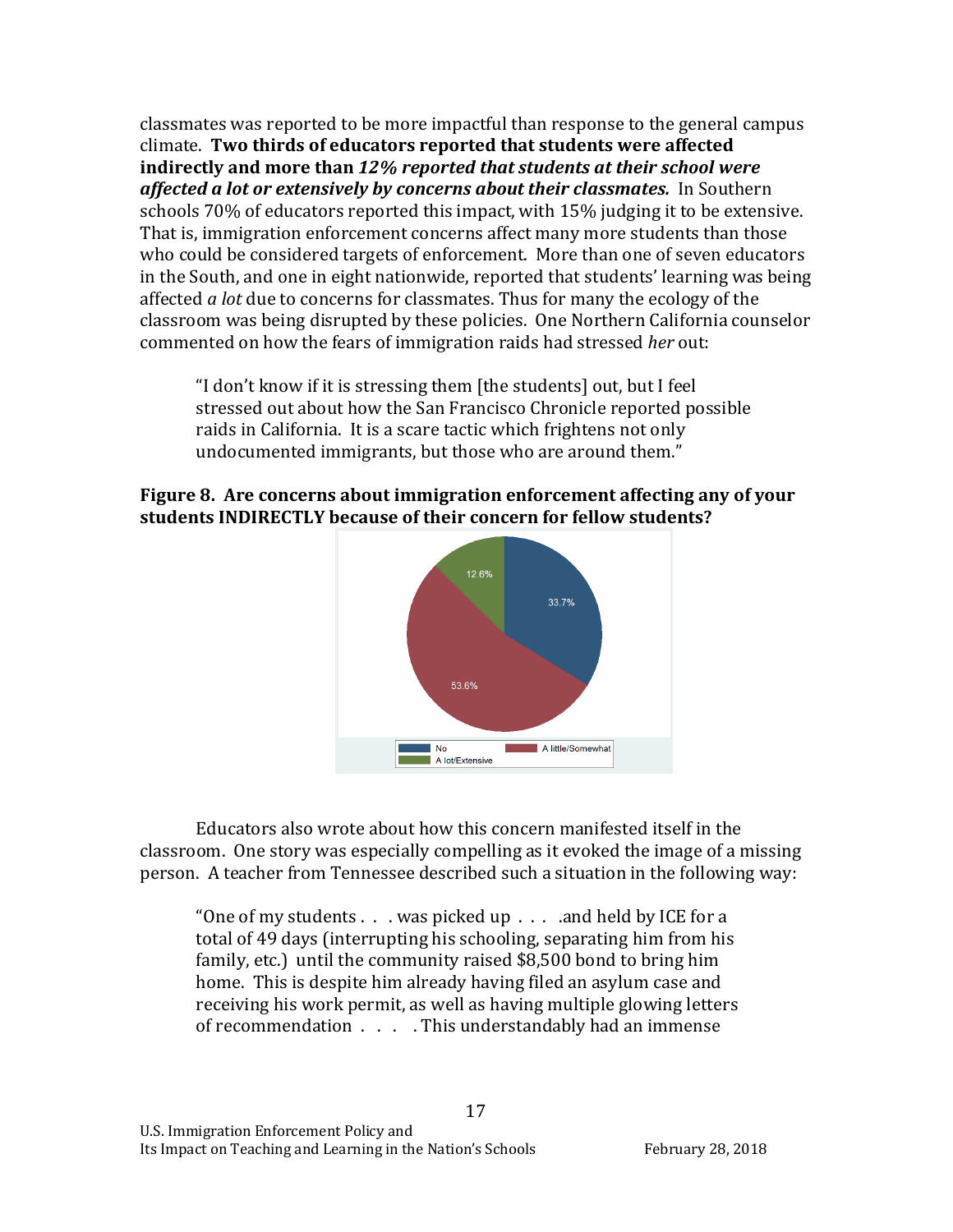classmates was reported to be more impactful than response to the general campus climate. **Two thirds of educators reported that students were affected indirectly and more than *12% reported that students at their school were affected a lot or extensively by concerns about their classmates.*** In Southern schools 70% of educators reported this impact, with 15% judging it to be extensive. That is, immigration enforcement concerns affect many more students than those who could be considered targets of enforcement. More than one of seven educators in the South, and one in eight nationwide, reported that students' learning was being affected *a lot* due to concerns for classmates. Thus for many the ecology of the classroom was being disrupted by these policies. One Northern California counselor commented on how the fears of immigration raids had stressed *her* out:

> "I don't know if it is stressing them [the students] out, but I feel stressed out about how the San Francisco Chronicle reported possible raids in California. It is a scare tactic which frightens not only undocumented immigrants, but those who are around them."

**Figure 8. Are concerns about immigration enforcement affecting any of your students INDIRECTLY because of their concern for fellow students?**

| Response | Percent |
| --- | --- |
| No | 33.7% |
| A little/Somewhat | 53.6% |
| A lot/Extensive | 12.6% |

Educators also wrote about how this concern manifested itself in the classroom. One story was especially compelling as it evoked the image of a missing person. A teacher from Tennessee described such a situation in the following way:

> "One of my students . . . was picked up . . . .and held by ICE for a total of 49 days (interrupting his schooling, separating him from his family, etc.) until the community raised $8,500 bond to bring him home. This is despite him already having filed an asylum case and receiving his work permit, as well as having multiple glowing letters of recommendation . . . . This understandably had an immense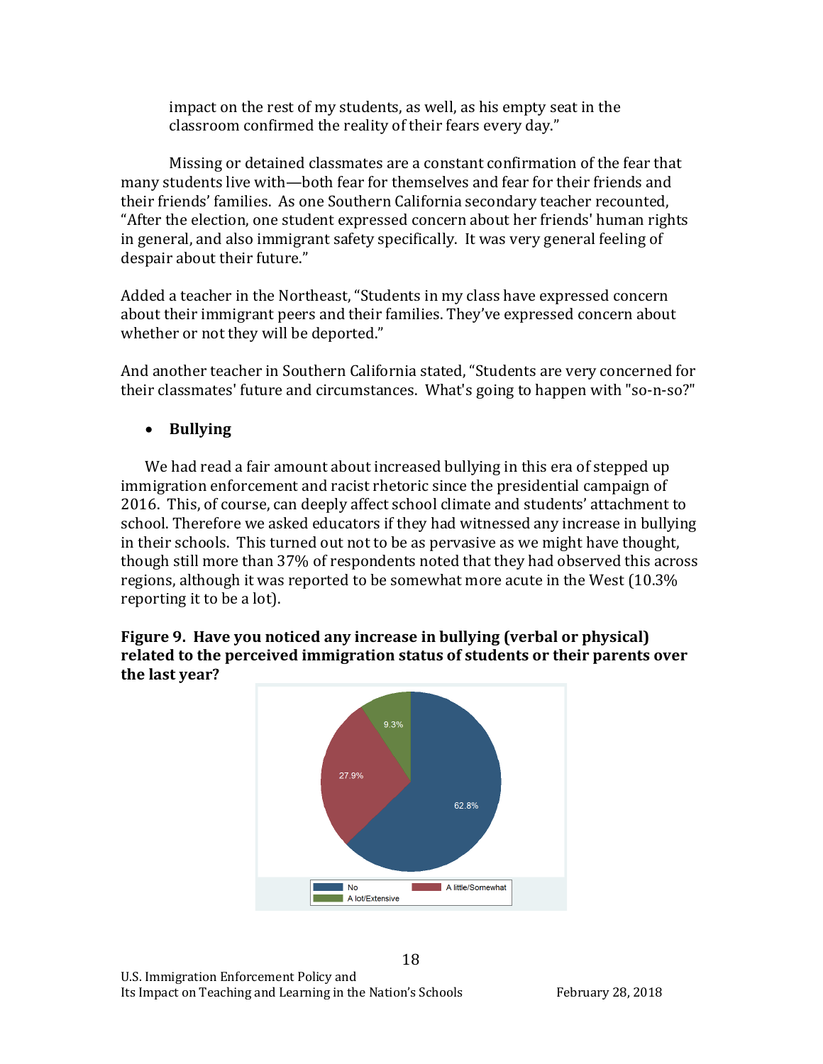impact on the rest of my students, as well, as his empty seat in the classroom confirmed the reality of their fears every day."

Missing or detained classmates are a constant confirmation of the fear that many students live with—both fear for themselves and fear for their friends and their friends' families. As one Southern California secondary teacher recounted, "After the election, one student expressed concern about her friends' human rights in general, and also immigrant safety specifically. It was very general feeling of despair about their future."

Added a teacher in the Northeast, "Students in my class have expressed concern about their immigrant peers and their families. They've expressed concern about whether or not they will be deported."

And another teacher in Southern California stated, "Students are very concerned for their classmates' future and circumstances. What's going to happen with "so-n-so?"

- **Bullying**

We had read a fair amount about increased bullying in this era of stepped up immigration enforcement and racist rhetoric since the presidential campaign of 2016. This, of course, can deeply affect school climate and students' attachment to school. Therefore we asked educators if they had witnessed any increase in bullying in their schools. This turned out not to be as pervasive as we might have thought, though still more than 37% of respondents noted that they had observed this across regions, although it was reported to be somewhat more acute in the West (10.3% reporting it to be a lot).

**Figure 9. Have you noticed any increase in bullying (verbal or physical) related to the perceived immigration status of students or their parents over the last year?**

| Response | Percent |
|---|---|
| No | 62.8% |
| A little/Somewhat | 27.9% |
| A lot/Extensive | 9.3% |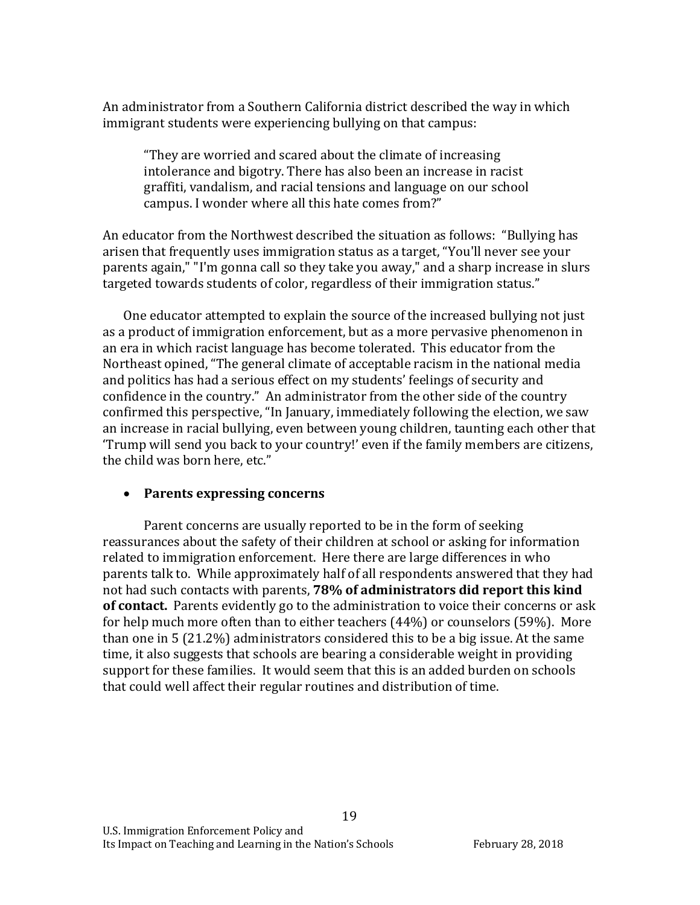An administrator from a Southern California district described the way in which immigrant students were experiencing bullying on that campus:

> "They are worried and scared about the climate of increasing intolerance and bigotry. There has also been an increase in racist graffiti, vandalism, and racial tensions and language on our school campus. I wonder where all this hate comes from?"

An educator from the Northwest described the situation as follows: "Bullying has arisen that frequently uses immigration status as a target, "You'll never see your parents again," "I'm gonna call so they take you away," and a sharp increase in slurs targeted towards students of color, regardless of their immigration status."

One educator attempted to explain the source of the increased bullying not just as a product of immigration enforcement, but as a more pervasive phenomenon in an era in which racist language has become tolerated. This educator from the Northeast opined, "The general climate of acceptable racism in the national media and politics has had a serious effect on my students' feelings of security and confidence in the country." An administrator from the other side of the country confirmed this perspective, "In January, immediately following the election, we saw an increase in racial bullying, even between young children, taunting each other that 'Trump will send you back to your country!' even if the family members are citizens, the child was born here, etc."

- **Parents expressing concerns**

Parent concerns are usually reported to be in the form of seeking reassurances about the safety of their children at school or asking for information related to immigration enforcement. Here there are large differences in who parents talk to. While approximately half of all respondents answered that they had not had such contacts with parents, **78% of administrators did report this kind of contact.** Parents evidently go to the administration to voice their concerns or ask for help much more often than to either teachers (44%) or counselors (59%). More than one in 5 (21.2%) administrators considered this to be a big issue. At the same time, it also suggests that schools are bearing a considerable weight in providing support for these families. It would seem that this is an added burden on schools that could well affect their regular routines and distribution of time.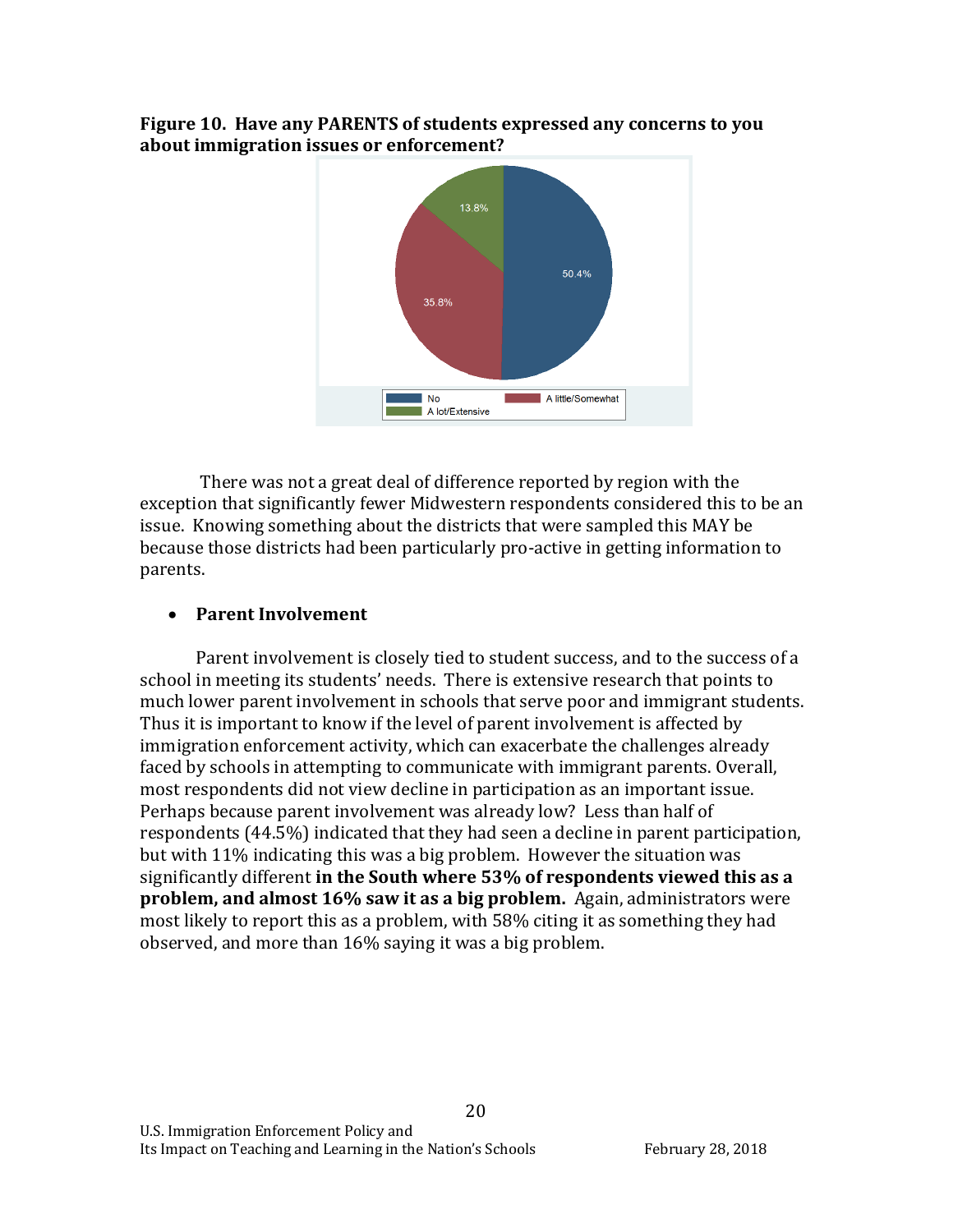**Figure 10. Have any PARENTS of students expressed any concerns to you about immigration issues or enforcement?**

There was not a great deal of difference reported by region with the exception that significantly fewer Midwestern respondents considered this to be an issue. Knowing something about the districts that were sampled this MAY be because those districts had been particularly pro-active in getting information to parents.

- **Parent Involvement**

Parent involvement is closely tied to student success, and to the success of a school in meeting its students' needs. There is extensive research that points to much lower parent involvement in schools that serve poor and immigrant students. Thus it is important to know if the level of parent involvement is affected by immigration enforcement activity, which can exacerbate the challenges already faced by schools in attempting to communicate with immigrant parents. Overall, most respondents did not view decline in participation as an important issue. Perhaps because parent involvement was already low? Less than half of respondents (44.5%) indicated that they had seen a decline in parent participation, but with 11% indicating this was a big problem. However the situation was significantly different **in the South where 53% of respondents viewed this as a problem, and almost 16% saw it as a big problem.** Again, administrators were most likely to report this as a problem, with 58% citing it as something they had observed, and more than 16% saying it was a big problem.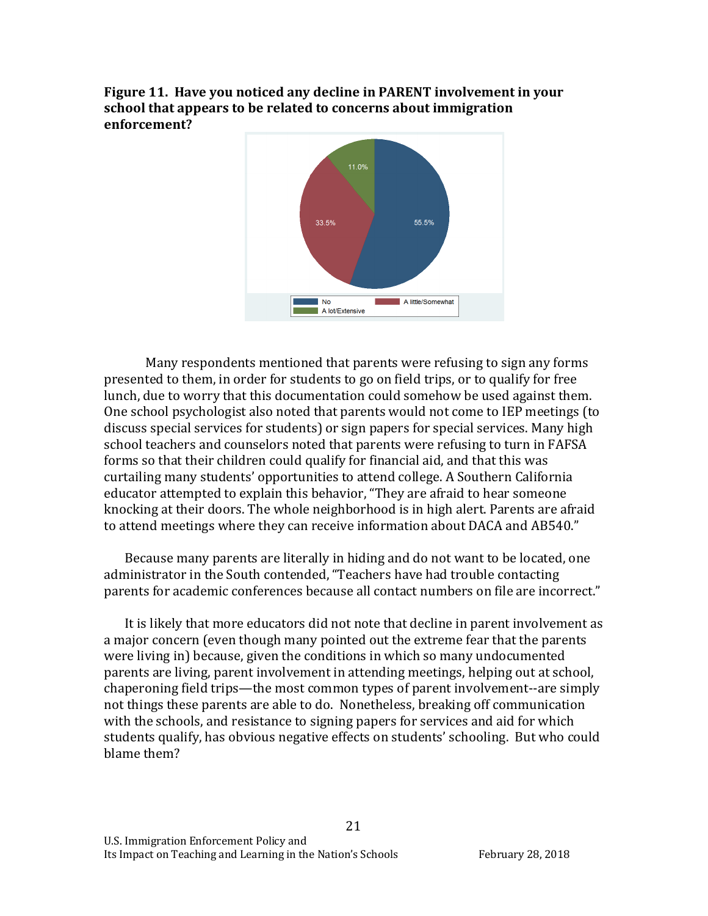**Figure 11. Have you noticed any decline in PARENT involvement in your school that appears to be related to concerns about immigration enforcement?**

Many respondents mentioned that parents were refusing to sign any forms presented to them, in order for students to go on field trips, or to qualify for free lunch, due to worry that this documentation could somehow be used against them. One school psychologist also noted that parents would not come to IEP meetings (to discuss special services for students) or sign papers for special services. Many high school teachers and counselors noted that parents were refusing to turn in FAFSA forms so that their children could qualify for financial aid, and that this was curtailing many students' opportunities to attend college. A Southern California educator attempted to explain this behavior, "They are afraid to hear someone knocking at their doors. The whole neighborhood is in high alert. Parents are afraid to attend meetings where they can receive information about DACA and AB540."

Because many parents are literally in hiding and do not want to be located, one administrator in the South contended, "Teachers have had trouble contacting parents for academic conferences because all contact numbers on file are incorrect."

It is likely that more educators did not note that decline in parent involvement as a major concern (even though many pointed out the extreme fear that the parents were living in) because, given the conditions in which so many undocumented parents are living, parent involvement in attending meetings, helping out at school, chaperoning field trips—the most common types of parent involvement--are simply not things these parents are able to do. Nonetheless, breaking off communication with the schools, and resistance to signing papers for services and aid for which students qualify, has obvious negative effects on students' schooling. But who could blame them?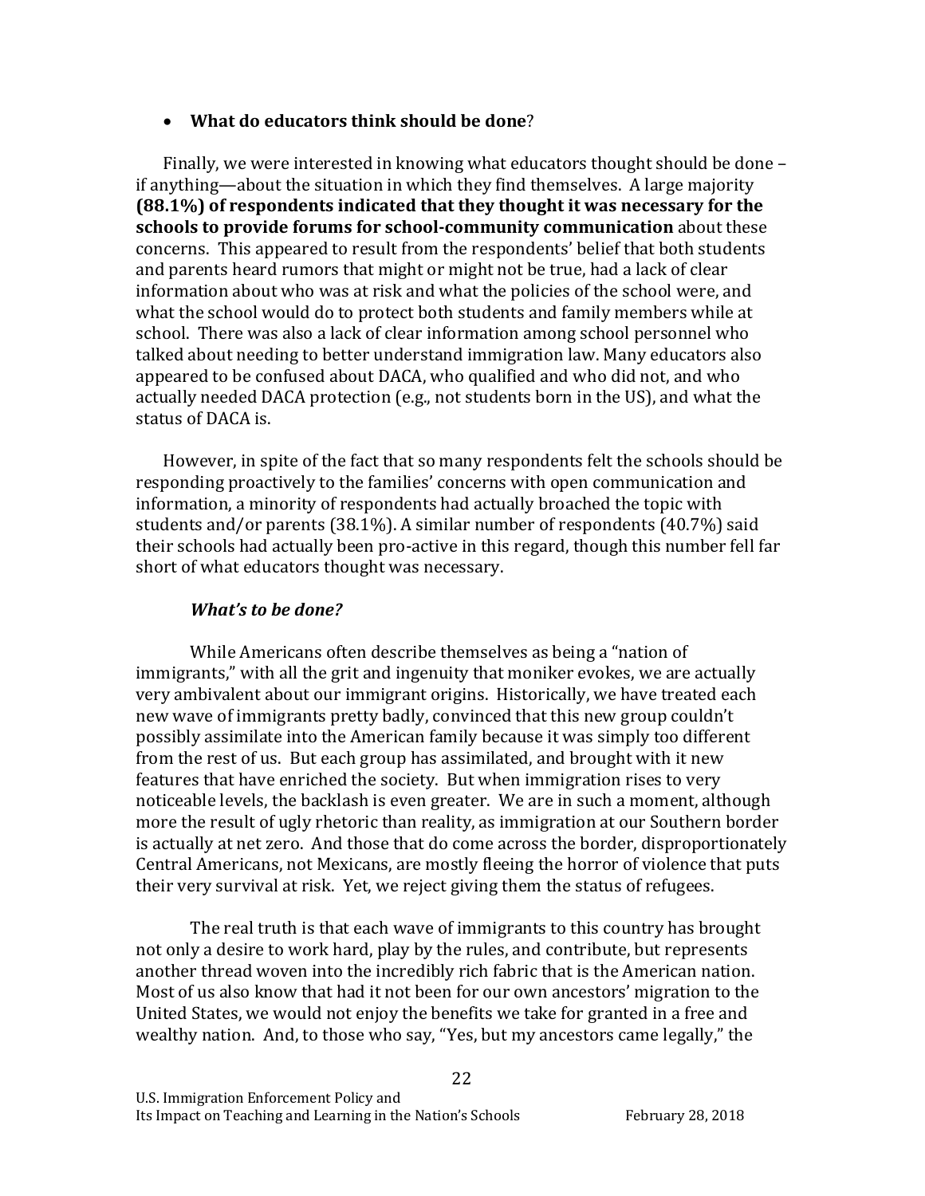- **What do educators think should be done**?

Finally, we were interested in knowing what educators thought should be done – if anything—about the situation in which they find themselves. A large majority **(88.1%) of respondents indicated that they thought it was necessary for the schools to provide forums for school-community communication** about these concerns. This appeared to result from the respondents' belief that both students and parents heard rumors that might or might not be true, had a lack of clear information about who was at risk and what the policies of the school were, and what the school would do to protect both students and family members while at school. There was also a lack of clear information among school personnel who talked about needing to better understand immigration law. Many educators also appeared to be confused about DACA, who qualified and who did not, and who actually needed DACA protection (e.g., not students born in the US), and what the status of DACA is.

However, in spite of the fact that so many respondents felt the schools should be responding proactively to the families' concerns with open communication and information, a minority of respondents had actually broached the topic with students and/or parents (38.1%). A similar number of respondents (40.7%) said their schools had actually been pro-active in this regard, though this number fell far short of what educators thought was necessary.

### *What's to be done?*

While Americans often describe themselves as being a "nation of immigrants," with all the grit and ingenuity that moniker evokes, we are actually very ambivalent about our immigrant origins. Historically, we have treated each new wave of immigrants pretty badly, convinced that this new group couldn't possibly assimilate into the American family because it was simply too different from the rest of us. But each group has assimilated, and brought with it new features that have enriched the society. But when immigration rises to very noticeable levels, the backlash is even greater. We are in such a moment, although more the result of ugly rhetoric than reality, as immigration at our Southern border is actually at net zero. And those that do come across the border, disproportionately Central Americans, not Mexicans, are mostly fleeing the horror of violence that puts their very survival at risk. Yet, we reject giving them the status of refugees.

The real truth is that each wave of immigrants to this country has brought not only a desire to work hard, play by the rules, and contribute, but represents another thread woven into the incredibly rich fabric that is the American nation. Most of us also know that had it not been for our own ancestors' migration to the United States, we would not enjoy the benefits we take for granted in a free and wealthy nation. And, to those who say, "Yes, but my ancestors came legally," the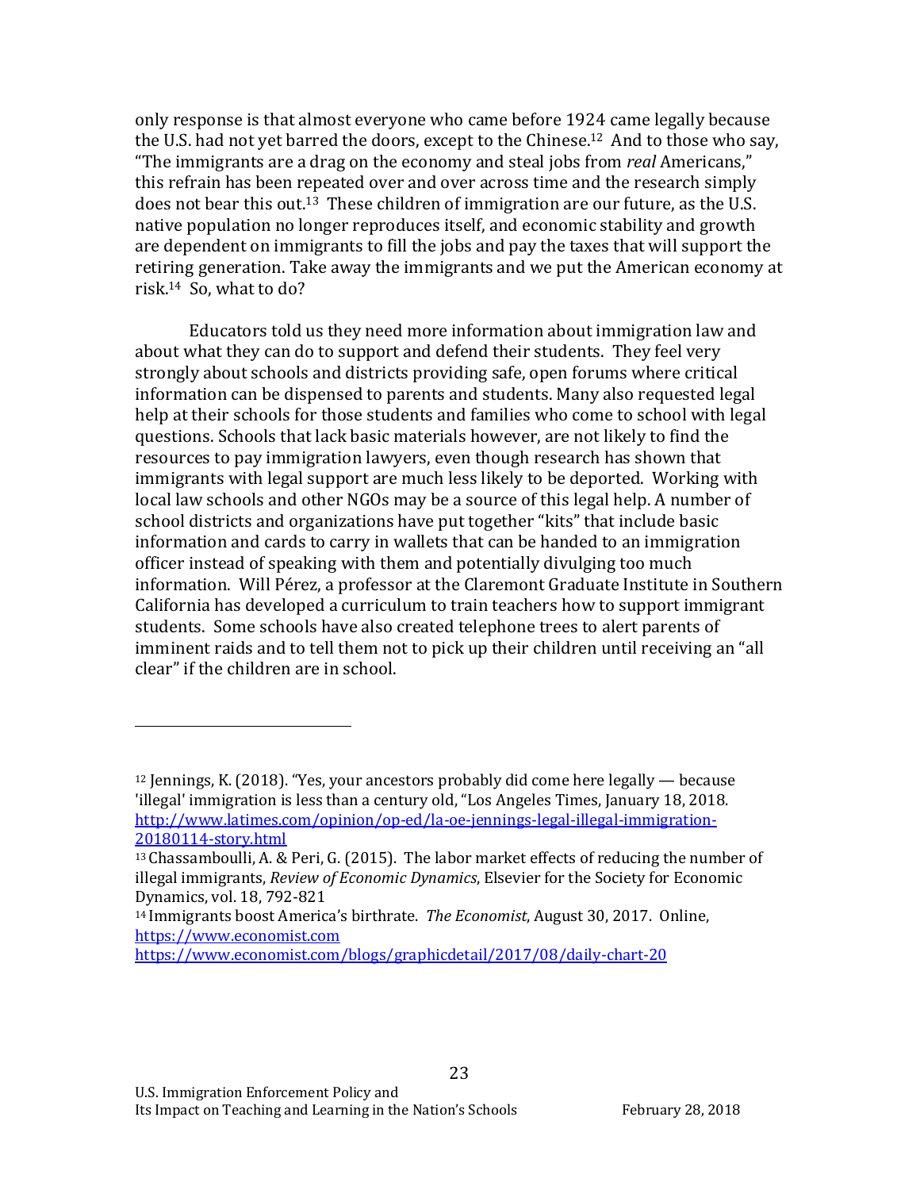only response is that almost everyone who came before 1924 came legally because the U.S. had not yet barred the doors, except to the Chinese.[12] And to those who say, "The immigrants are a drag on the economy and steal jobs from *real* Americans," this refrain has been repeated over and over across time and the research simply does not bear this out.[13] These children of immigration are our future, as the U.S. native population no longer reproduces itself, and economic stability and growth are dependent on immigrants to fill the jobs and pay the taxes that will support the retiring generation. Take away the immigrants and we put the American economy at risk.[14] So, what to do?

Educators told us they need more information about immigration law and about what they can do to support and defend their students. They feel very strongly about schools and districts providing safe, open forums where critical information can be dispensed to parents and students. Many also requested legal help at their schools for those students and families who come to school with legal questions. Schools that lack basic materials however, are not likely to find the resources to pay immigration lawyers, even though research has shown that immigrants with legal support are much less likely to be deported. Working with local law schools and other NGOs may be a source of this legal help. A number of school districts and organizations have put together "kits" that include basic information and cards to carry in wallets that can be handed to an immigration officer instead of speaking with them and potentially divulging too much information. Will Pérez, a professor at the Claremont Graduate Institute in Southern California has developed a curriculum to train teachers how to support immigrant students. Some schools have also created telephone trees to alert parents of imminent raids and to tell them not to pick up their children until receiving an "all clear" if the children are in school.

---

[12] Jennings, K. (2018). "Yes, your ancestors probably did come here legally — because 'illegal' immigration is less than a century old," Los Angeles Times, January 18, 2018. http://www.latimes.com/opinion/op-ed/la-oe-jennings-legal-illegal-immigration-20180114-story.html

[13] Chassamboulli, A. & Peri, G. (2015). The labor market effects of reducing the number of illegal immigrants, *Review of Economic Dynamics*, Elsevier for the Society for Economic Dynamics, vol. 18, 792-821

[14] Immigrants boost America's birthrate. *The Economist*, August 30, 2017. Online, https://www.economist.com https://www.economist.com/blogs/graphicdetail/2017/08/daily-chart-20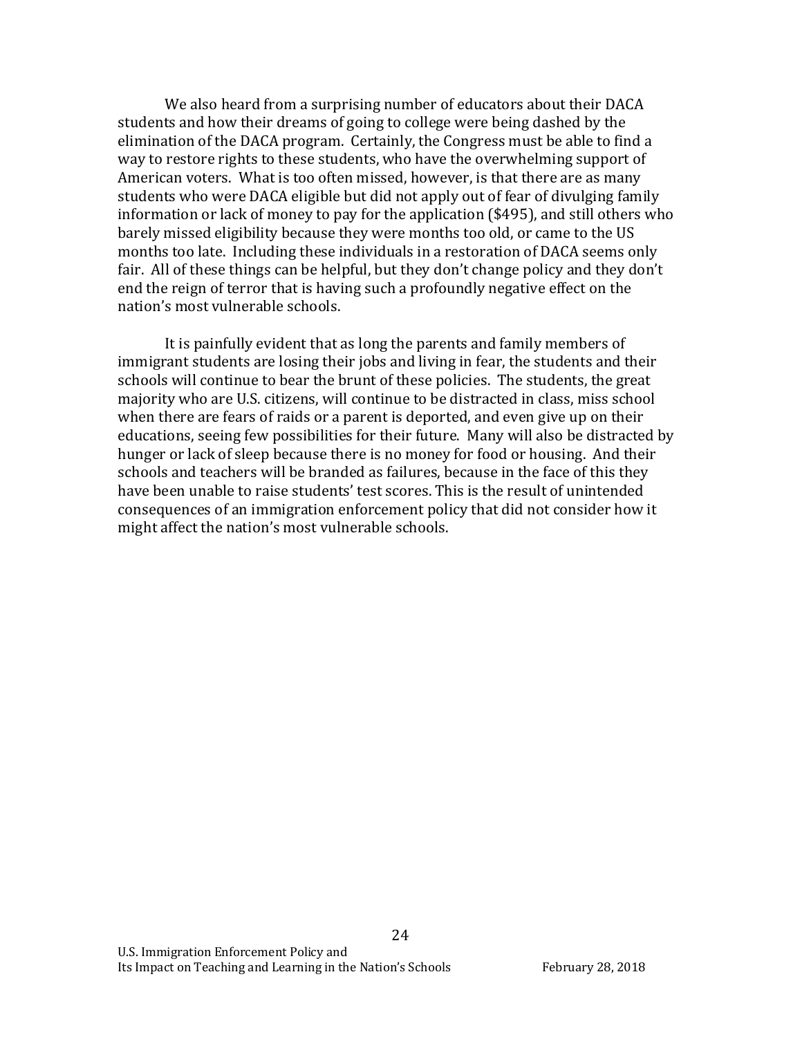We also heard from a surprising number of educators about their DACA students and how their dreams of going to college were being dashed by the elimination of the DACA program. Certainly, the Congress must be able to find a way to restore rights to these students, who have the overwhelming support of American voters. What is too often missed, however, is that there are as many students who were DACA eligible but did not apply out of fear of divulging family information or lack of money to pay for the application ($495), and still others who barely missed eligibility because they were months too old, or came to the US months too late. Including these individuals in a restoration of DACA seems only fair. All of these things can be helpful, but they don't change policy and they don't end the reign of terror that is having such a profoundly negative effect on the nation's most vulnerable schools.

It is painfully evident that as long the parents and family members of immigrant students are losing their jobs and living in fear, the students and their schools will continue to bear the brunt of these policies. The students, the great majority who are U.S. citizens, will continue to be distracted in class, miss school when there are fears of raids or a parent is deported, and even give up on their educations, seeing few possibilities for their future. Many will also be distracted by hunger or lack of sleep because there is no money for food or housing. And their schools and teachers will be branded as failures, because in the face of this they have been unable to raise students' test scores. This is the result of unintended consequences of an immigration enforcement policy that did not consider how it might affect the nation's most vulnerable schools.